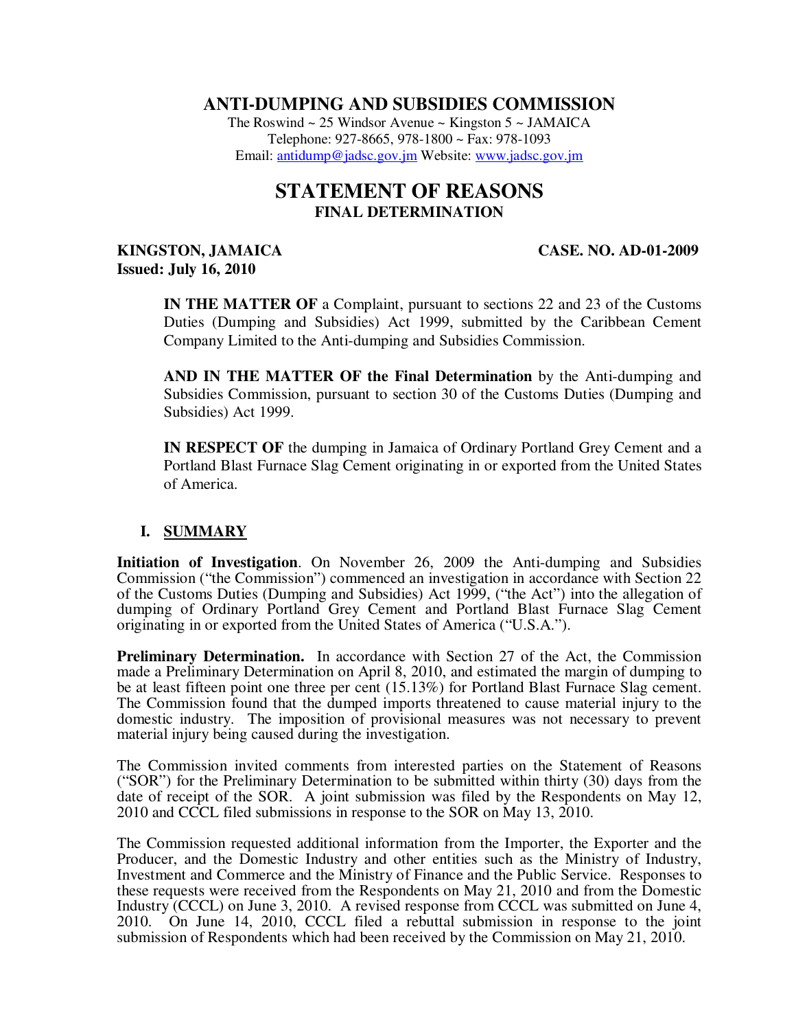# ANTI-DUMPING AND SUBSIDIES COMMISSION

The Roswind ~ 25 Windsor Avenue ~ Kingston 5 ~ JAMAICA
Telephone: 927-8665, 978-1800 ~ Fax: 978-1093
Email: antidump@jadsc.gov.jm Website: www.jadsc.gov.jm

# STATEMENT OF REASONS

## FINAL DETERMINATION

**KINGSTON, JAMAICA** **CASE. NO. AD-01-2009**
**Issued: July 16, 2010**

**IN THE MATTER OF** a Complaint, pursuant to sections 22 and 23 of the Customs Duties (Dumping and Subsidies) Act 1999, submitted by the Caribbean Cement Company Limited to the Anti-dumping and Subsidies Commission.

**AND IN THE MATTER OF the Final Determination** by the Anti-dumping and Subsidies Commission, pursuant to section 30 of the Customs Duties (Dumping and Subsidies) Act 1999.

**IN RESPECT OF** the dumping in Jamaica of Ordinary Portland Grey Cement and a Portland Blast Furnace Slag Cement originating in or exported from the United States of America.

## I. SUMMARY

**Initiation of Investigation**. On November 26, 2009 the Anti-dumping and Subsidies Commission ("the Commission") commenced an investigation in accordance with Section 22 of the Customs Duties (Dumping and Subsidies) Act 1999, ("the Act") into the allegation of dumping of Ordinary Portland Grey Cement and Portland Blast Furnace Slag Cement originating in or exported from the United States of America ("U.S.A.").

**Preliminary Determination.** In accordance with Section 27 of the Act, the Commission made a Preliminary Determination on April 8, 2010, and estimated the margin of dumping to be at least fifteen point one three per cent (15.13%) for Portland Blast Furnace Slag cement. The Commission found that the dumped imports threatened to cause material injury to the domestic industry. The imposition of provisional measures was not necessary to prevent material injury being caused during the investigation.

The Commission invited comments from interested parties on the Statement of Reasons ("SOR") for the Preliminary Determination to be submitted within thirty (30) days from the date of receipt of the SOR. A joint submission was filed by the Respondents on May 12, 2010 and CCCL filed submissions in response to the SOR on May 13, 2010.

The Commission requested additional information from the Importer, the Exporter and the Producer, and the Domestic Industry and other entities such as the Ministry of Industry, Investment and Commerce and the Ministry of Finance and the Public Service. Responses to these requests were received from the Respondents on May 21, 2010 and from the Domestic Industry (CCCL) on June 3, 2010. A revised response from CCCL was submitted on June 4, 2010. On June 14, 2010, CCCL filed a rebuttal submission in response to the joint submission of Respondents which had been received by the Commission on May 21, 2010.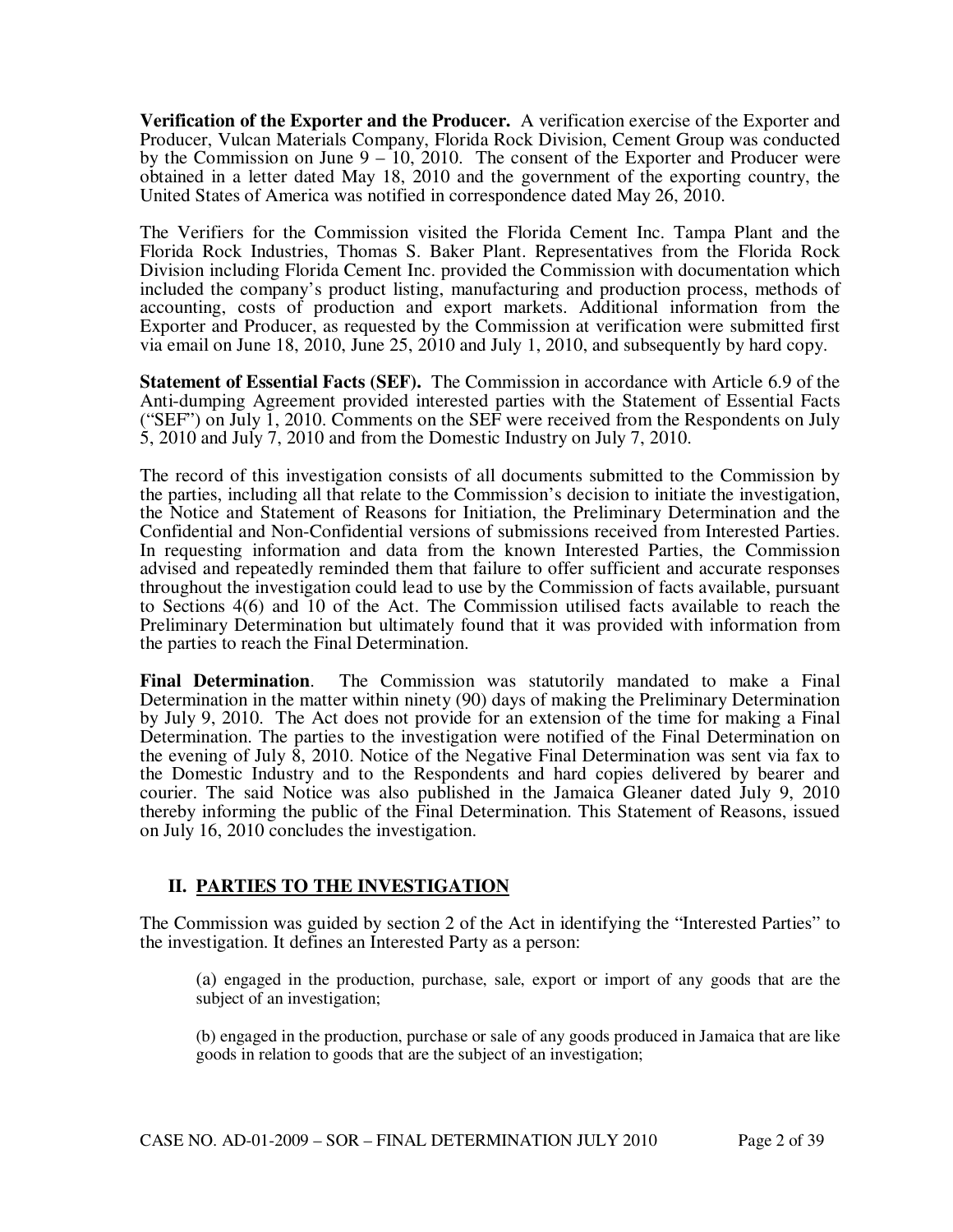**Verification of the Exporter and the Producer.** A verification exercise of the Exporter and Producer, Vulcan Materials Company, Florida Rock Division, Cement Group was conducted by the Commission on June 9 – 10, 2010. The consent of the Exporter and Producer were obtained in a letter dated May 18, 2010 and the government of the exporting country, the United States of America was notified in correspondence dated May 26, 2010.

The Verifiers for the Commission visited the Florida Cement Inc. Tampa Plant and the Florida Rock Industries, Thomas S. Baker Plant. Representatives from the Florida Rock Division including Florida Cement Inc. provided the Commission with documentation which included the company's product listing, manufacturing and production process, methods of accounting, costs of production and export markets. Additional information from the Exporter and Producer, as requested by the Commission at verification were submitted first via email on June 18, 2010, June 25, 2010 and July 1, 2010, and subsequently by hard copy.

**Statement of Essential Facts (SEF).** The Commission in accordance with Article 6.9 of the Anti-dumping Agreement provided interested parties with the Statement of Essential Facts ("SEF") on July 1, 2010. Comments on the SEF were received from the Respondents on July 5, 2010 and July 7, 2010 and from the Domestic Industry on July 7, 2010.

The record of this investigation consists of all documents submitted to the Commission by the parties, including all that relate to the Commission's decision to initiate the investigation, the Notice and Statement of Reasons for Initiation, the Preliminary Determination and the Confidential and Non-Confidential versions of submissions received from Interested Parties. In requesting information and data from the known Interested Parties, the Commission advised and repeatedly reminded them that failure to offer sufficient and accurate responses throughout the investigation could lead to use by the Commission of facts available, pursuant to Sections 4(6) and 10 of the Act. The Commission utilised facts available to reach the Preliminary Determination but ultimately found that it was provided with information from the parties to reach the Final Determination.

**Final Determination**. The Commission was statutorily mandated to make a Final Determination in the matter within ninety (90) days of making the Preliminary Determination by July 9, 2010. The Act does not provide for an extension of the time for making a Final Determination. The parties to the investigation were notified of the Final Determination on the evening of July 8, 2010. Notice of the Negative Final Determination was sent via fax to the Domestic Industry and to the Respondents and hard copies delivered by bearer and courier. The said Notice was also published in the Jamaica Gleaner dated July 9, 2010 thereby informing the public of the Final Determination. This Statement of Reasons, issued on July 16, 2010 concludes the investigation.

## II. PARTIES TO THE INVESTIGATION

The Commission was guided by section 2 of the Act in identifying the "Interested Parties" to the investigation. It defines an Interested Party as a person:

> (a) engaged in the production, purchase, sale, export or import of any goods that are the subject of an investigation;
>
> (b) engaged in the production, purchase or sale of any goods produced in Jamaica that are like goods in relation to goods that are the subject of an investigation;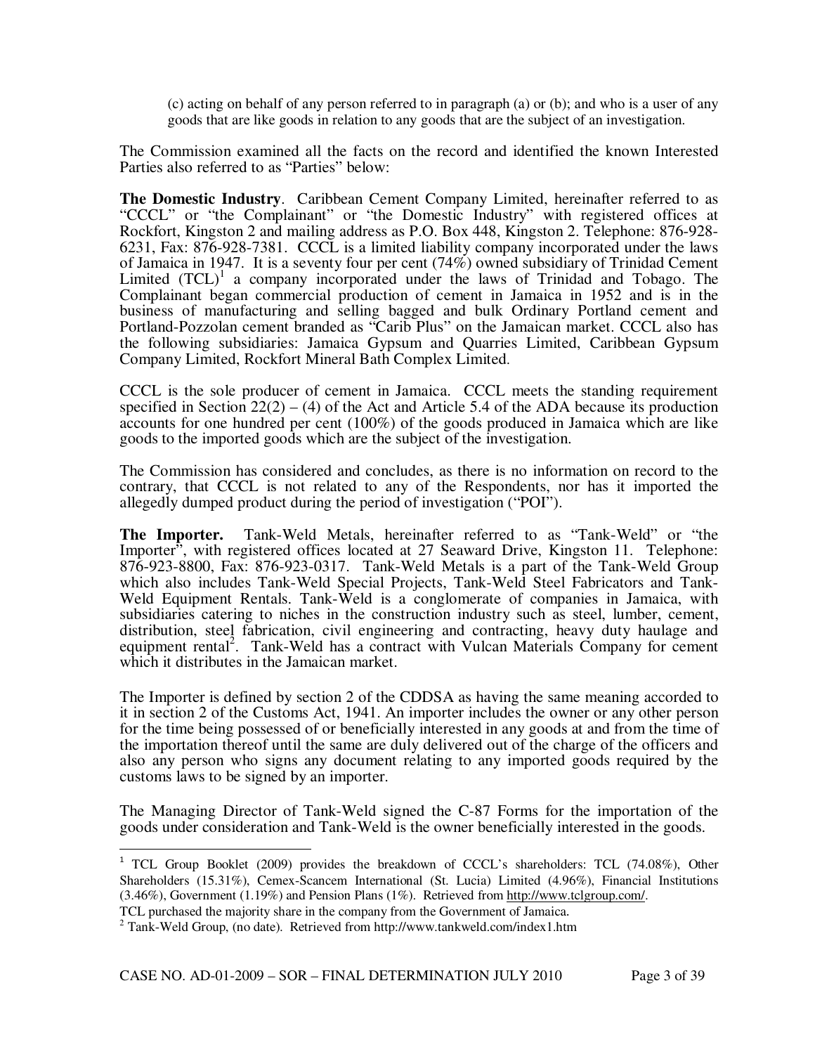(c) acting on behalf of any person referred to in paragraph (a) or (b); and who is a user of any goods that are like goods in relation to any goods that are the subject of an investigation.

The Commission examined all the facts on the record and identified the known Interested Parties also referred to as "Parties" below:

**The Domestic Industry**. Caribbean Cement Company Limited, hereinafter referred to as "CCCL" or "the Complainant" or "the Domestic Industry" with registered offices at Rockfort, Kingston 2 and mailing address as P.O. Box 448, Kingston 2. Telephone: 876-928-6231, Fax: 876-928-7381. CCCL is a limited liability company incorporated under the laws of Jamaica in 1947. It is a seventy four per cent (74%) owned subsidiary of Trinidad Cement Limited (TCL)[1] a company incorporated under the laws of Trinidad and Tobago. The Complainant began commercial production of cement in Jamaica in 1952 and is in the business of manufacturing and selling bagged and bulk Ordinary Portland cement and Portland-Pozzolan cement branded as "Carib Plus" on the Jamaican market. CCCL also has the following subsidiaries: Jamaica Gypsum and Quarries Limited, Caribbean Gypsum Company Limited, Rockfort Mineral Bath Complex Limited.

CCCL is the sole producer of cement in Jamaica. CCCL meets the standing requirement specified in Section 22(2) – (4) of the Act and Article 5.4 of the ADA because its production accounts for one hundred per cent (100%) of the goods produced in Jamaica which are like goods to the imported goods which are the subject of the investigation.

The Commission has considered and concludes, as there is no information on record to the contrary, that CCCL is not related to any of the Respondents, nor has it imported the allegedly dumped product during the period of investigation ("POI").

**The Importer.** Tank-Weld Metals, hereinafter referred to as "Tank-Weld" or "the Importer", with registered offices located at 27 Seaward Drive, Kingston 11. Telephone: 876-923-8800, Fax: 876-923-0317. Tank-Weld Metals is a part of the Tank-Weld Group which also includes Tank-Weld Special Projects, Tank-Weld Steel Fabricators and Tank-Weld Equipment Rentals. Tank-Weld is a conglomerate of companies in Jamaica, with subsidiaries catering to niches in the construction industry such as steel, lumber, cement, distribution, steel fabrication, civil engineering and contracting, heavy duty haulage and equipment rental[2]. Tank-Weld has a contract with Vulcan Materials Company for cement which it distributes in the Jamaican market.

The Importer is defined by section 2 of the CDDSA as having the same meaning accorded to it in section 2 of the Customs Act, 1941. An importer includes the owner or any other person for the time being possessed of or beneficially interested in any goods at and from the time of the importation thereof until the same are duly delivered out of the charge of the officers and also any person who signs any document relating to any imported goods required by the customs laws to be signed by an importer.

The Managing Director of Tank-Weld signed the C-87 Forms for the importation of the goods under consideration and Tank-Weld is the owner beneficially interested in the goods.

---

[1] TCL Group Booklet (2009) provides the breakdown of CCCL's shareholders: TCL (74.08%), Other Shareholders (15.31%), Cemex-Scancem International (St. Lucia) Limited (4.96%), Financial Institutions (3.46%), Government (1.19%) and Pension Plans (1%). Retrieved from http://www.tclgroup.com/.
TCL purchased the majority share in the company from the Government of Jamaica.

[2] Tank-Weld Group, (no date). Retrieved from http://www.tankweld.com/index1.htm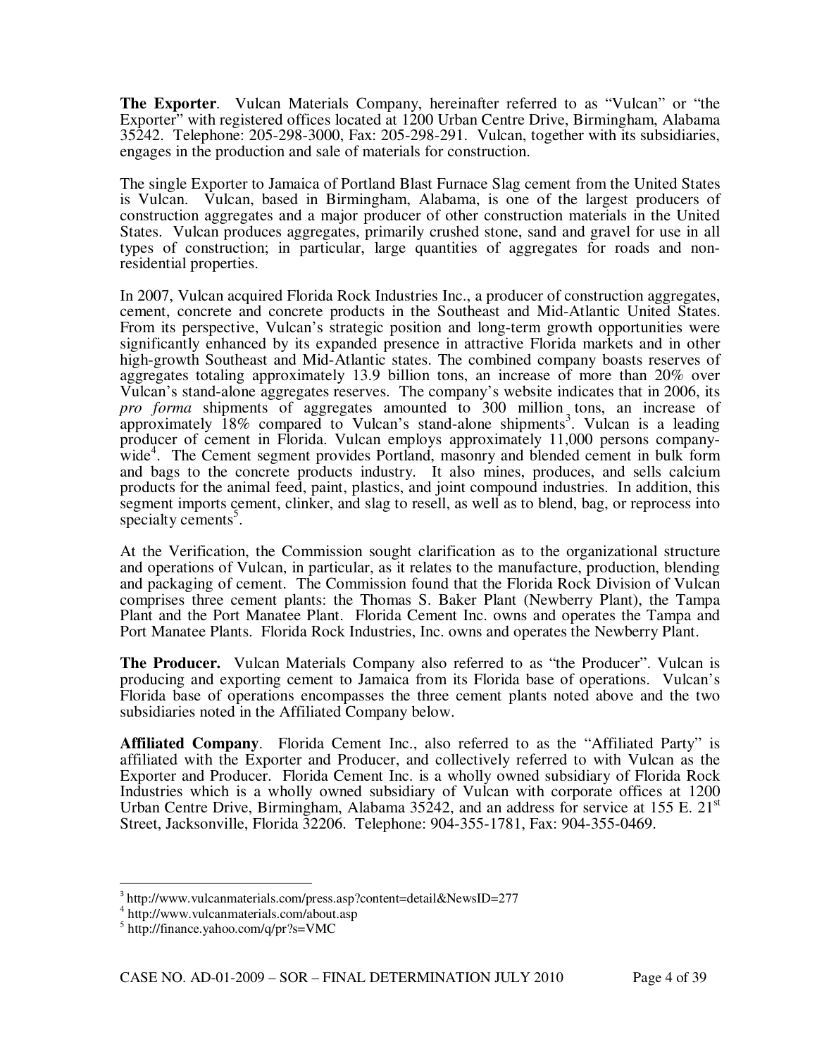**The Exporter**. Vulcan Materials Company, hereinafter referred to as "Vulcan" or "the Exporter" with registered offices located at 1200 Urban Centre Drive, Birmingham, Alabama 35242. Telephone: 205-298-3000, Fax: 205-298-291. Vulcan, together with its subsidiaries, engages in the production and sale of materials for construction.

The single Exporter to Jamaica of Portland Blast Furnace Slag cement from the United States is Vulcan. Vulcan, based in Birmingham, Alabama, is one of the largest producers of construction aggregates and a major producer of other construction materials in the United States. Vulcan produces aggregates, primarily crushed stone, sand and gravel for use in all types of construction; in particular, large quantities of aggregates for roads and non-residential properties.

In 2007, Vulcan acquired Florida Rock Industries Inc., a producer of construction aggregates, cement, concrete and concrete products in the Southeast and Mid-Atlantic United States. From its perspective, Vulcan's strategic position and long-term growth opportunities were significantly enhanced by its expanded presence in attractive Florida markets and in other high-growth Southeast and Mid-Atlantic states. The combined company boasts reserves of aggregates totaling approximately 13.9 billion tons, an increase of more than 20% over Vulcan's stand-alone aggregates reserves. The company's website indicates that in 2006, its *pro forma* shipments of aggregates amounted to 300 million tons, an increase of approximately 18% compared to Vulcan's stand-alone shipments[3]. Vulcan is a leading producer of cement in Florida. Vulcan employs approximately 11,000 persons company-wide[4]. The Cement segment provides Portland, masonry and blended cement in bulk form and bags to the concrete products industry. It also mines, produces, and sells calcium products for the animal feed, paint, plastics, and joint compound industries. In addition, this segment imports cement, clinker, and slag to resell, as well as to blend, bag, or reprocess into specialty cements[5].

At the Verification, the Commission sought clarification as to the organizational structure and operations of Vulcan, in particular, as it relates to the manufacture, production, blending and packaging of cement. The Commission found that the Florida Rock Division of Vulcan comprises three cement plants: the Thomas S. Baker Plant (Newberry Plant), the Tampa Plant and the Port Manatee Plant. Florida Cement Inc. owns and operates the Tampa and Port Manatee Plants. Florida Rock Industries, Inc. owns and operates the Newberry Plant.

**The Producer.** Vulcan Materials Company also referred to as "the Producer". Vulcan is producing and exporting cement to Jamaica from its Florida base of operations. Vulcan's Florida base of operations encompasses the three cement plants noted above and the two subsidiaries noted in the Affiliated Company below.

**Affiliated Company**. Florida Cement Inc., also referred to as the "Affiliated Party" is affiliated with the Exporter and Producer, and collectively referred to with Vulcan as the Exporter and Producer. Florida Cement Inc. is a wholly owned subsidiary of Florida Rock Industries which is a wholly owned subsidiary of Vulcan with corporate offices at 1200 Urban Centre Drive, Birmingham, Alabama 35242, and an address for service at 155 E. 21st Street, Jacksonville, Florida 32206. Telephone: 904-355-1781, Fax: 904-355-0469.

---

[3] http://www.vulcanmaterials.com/press.asp?content=detail&NewsID=277

[4] http://www.vulcanmaterials.com/about.asp

[5] http://finance.yahoo.com/q/pr?s=VMC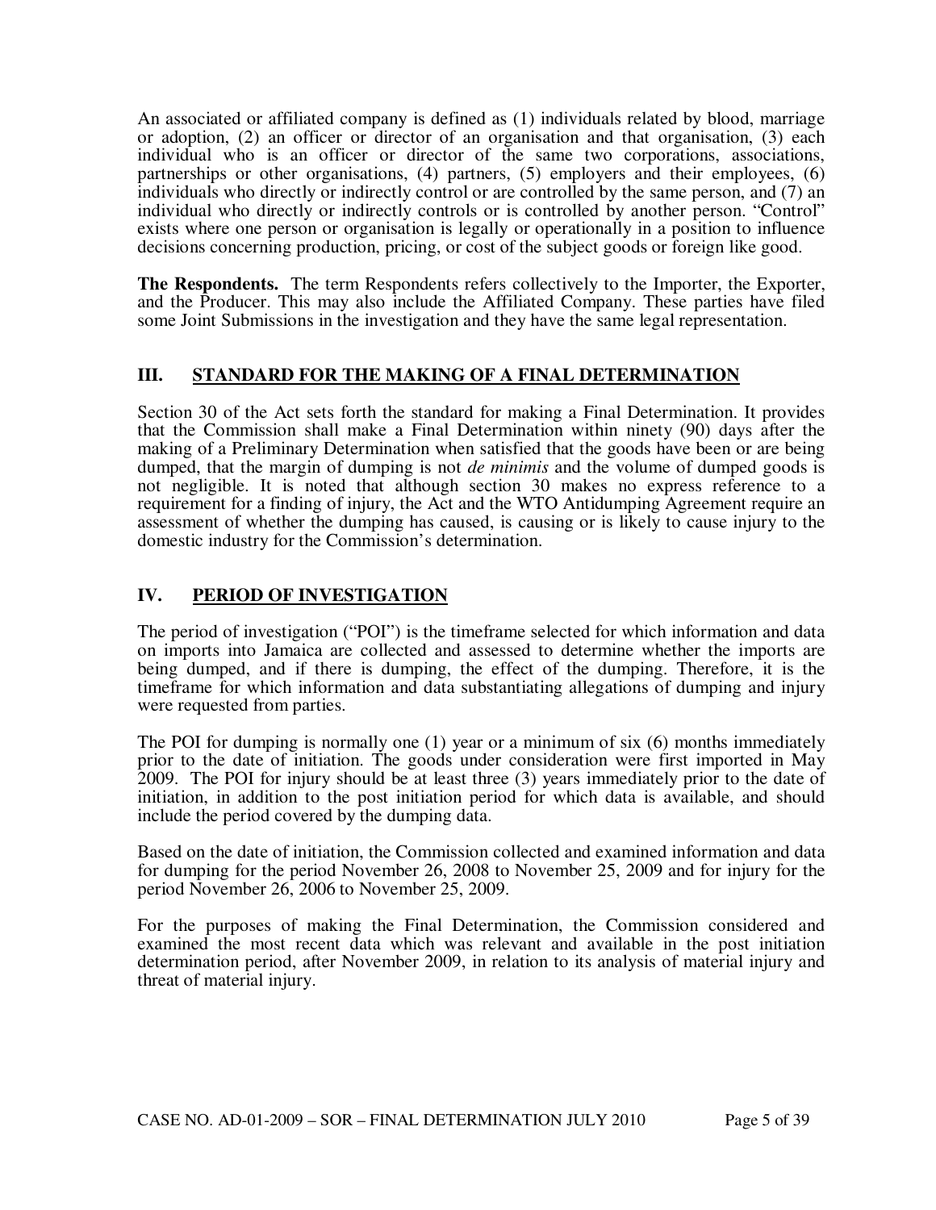An associated or affiliated company is defined as (1) individuals related by blood, marriage or adoption, (2) an officer or director of an organisation and that organisation, (3) each individual who is an officer or director of the same two corporations, associations, partnerships or other organisations, (4) partners, (5) employers and their employees, (6) individuals who directly or indirectly control or are controlled by the same person, and (7) an individual who directly or indirectly controls or is controlled by another person. "Control" exists where one person or organisation is legally or operationally in a position to influence decisions concerning production, pricing, or cost of the subject goods or foreign like good.

**The Respondents.** The term Respondents refers collectively to the Importer, the Exporter, and the Producer. This may also include the Affiliated Company. These parties have filed some Joint Submissions in the investigation and they have the same legal representation.

## III. STANDARD FOR THE MAKING OF A FINAL DETERMINATION

Section 30 of the Act sets forth the standard for making a Final Determination. It provides that the Commission shall make a Final Determination within ninety (90) days after the making of a Preliminary Determination when satisfied that the goods have been or are being dumped, that the margin of dumping is not *de minimis* and the volume of dumped goods is not negligible. It is noted that although section 30 makes no express reference to a requirement for a finding of injury, the Act and the WTO Antidumping Agreement require an assessment of whether the dumping has caused, is causing or is likely to cause injury to the domestic industry for the Commission's determination.

## IV. PERIOD OF INVESTIGATION

The period of investigation ("POI") is the timeframe selected for which information and data on imports into Jamaica are collected and assessed to determine whether the imports are being dumped, and if there is dumping, the effect of the dumping. Therefore, it is the timeframe for which information and data substantiating allegations of dumping and injury were requested from parties.

The POI for dumping is normally one (1) year or a minimum of six (6) months immediately prior to the date of initiation. The goods under consideration were first imported in May 2009. The POI for injury should be at least three (3) years immediately prior to the date of initiation, in addition to the post initiation period for which data is available, and should include the period covered by the dumping data.

Based on the date of initiation, the Commission collected and examined information and data for dumping for the period November 26, 2008 to November 25, 2009 and for injury for the period November 26, 2006 to November 25, 2009.

For the purposes of making the Final Determination, the Commission considered and examined the most recent data which was relevant and available in the post initiation determination period, after November 2009, in relation to its analysis of material injury and threat of material injury.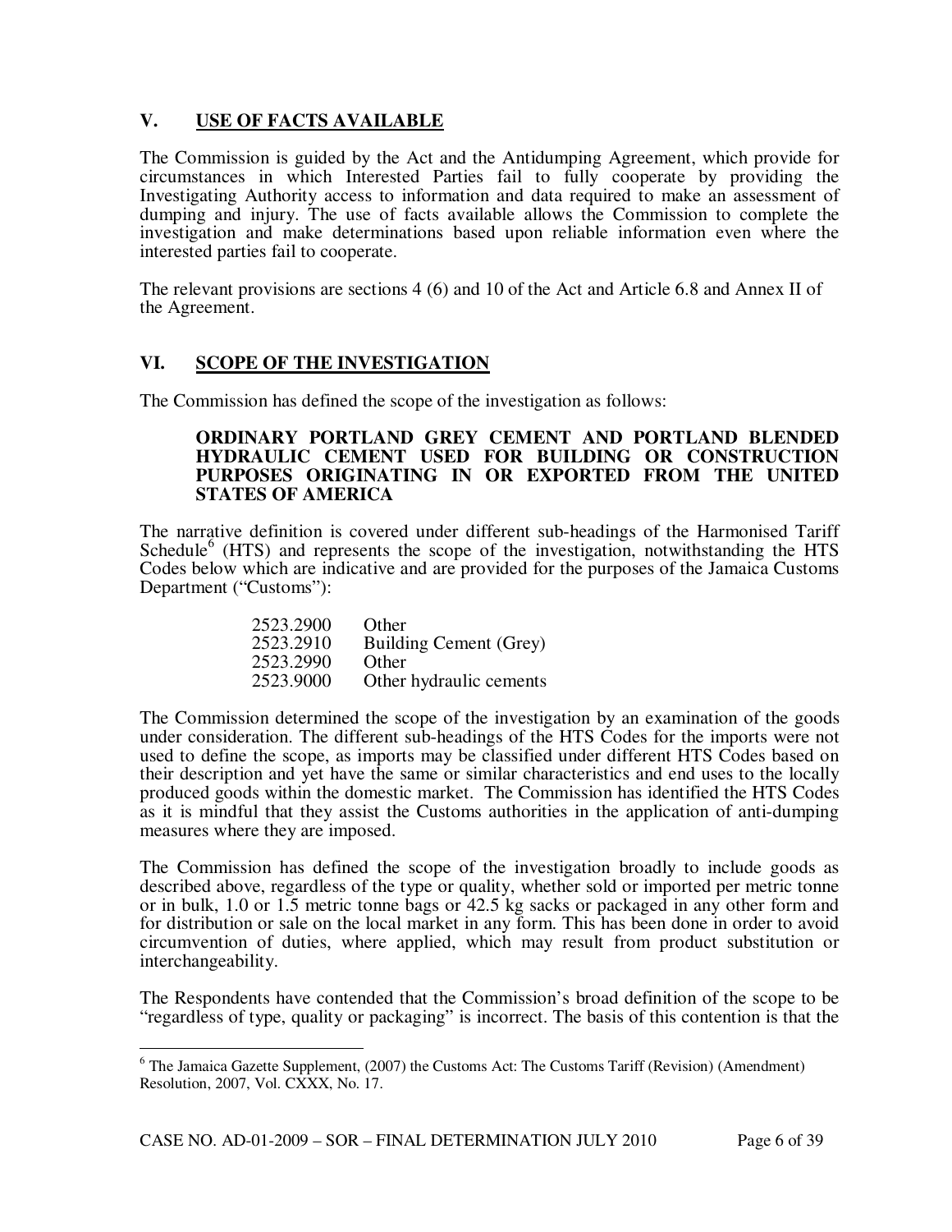## V. USE OF FACTS AVAILABLE

The Commission is guided by the Act and the Antidumping Agreement, which provide for circumstances in which Interested Parties fail to fully cooperate by providing the Investigating Authority access to information and data required to make an assessment of dumping and injury. The use of facts available allows the Commission to complete the investigation and make determinations based upon reliable information even where the interested parties fail to cooperate.

The relevant provisions are sections 4 (6) and 10 of the Act and Article 6.8 and Annex II of the Agreement.

## VI. SCOPE OF THE INVESTIGATION

The Commission has defined the scope of the investigation as follows:

> **ORDINARY PORTLAND GREY CEMENT AND PORTLAND BLENDED HYDRAULIC CEMENT USED FOR BUILDING OR CONSTRUCTION PURPOSES ORIGINATING IN OR EXPORTED FROM THE UNITED STATES OF AMERICA**

The narrative definition is covered under different sub-headings of the Harmonised Tariff Schedule[6] (HTS) and represents the scope of the investigation, notwithstanding the HTS Codes below which are indicative and are provided for the purposes of the Jamaica Customs Department ("Customs"):

| | |
|---|---|
| 2523.2900 | Other |
| 2523.2910 | Building Cement (Grey) |
| 2523.2990 | Other |
| 2523.9000 | Other hydraulic cements |

The Commission determined the scope of the investigation by an examination of the goods under consideration. The different sub-headings of the HTS Codes for the imports were not used to define the scope, as imports may be classified under different HTS Codes based on their description and yet have the same or similar characteristics and end uses to the locally produced goods within the domestic market. The Commission has identified the HTS Codes as it is mindful that they assist the Customs authorities in the application of anti-dumping measures where they are imposed.

The Commission has defined the scope of the investigation broadly to include goods as described above, regardless of the type or quality, whether sold or imported per metric tonne or in bulk, 1.0 or 1.5 metric tonne bags or 42.5 kg sacks or packaged in any other form and for distribution or sale on the local market in any form. This has been done in order to avoid circumvention of duties, where applied, which may result from product substitution or interchangeability.

The Respondents have contended that the Commission's broad definition of the scope to be "regardless of type, quality or packaging" is incorrect. The basis of this contention is that the

---

[6] The Jamaica Gazette Supplement, (2007) the Customs Act: The Customs Tariff (Revision) (Amendment) Resolution, 2007, Vol. CXXX, No. 17.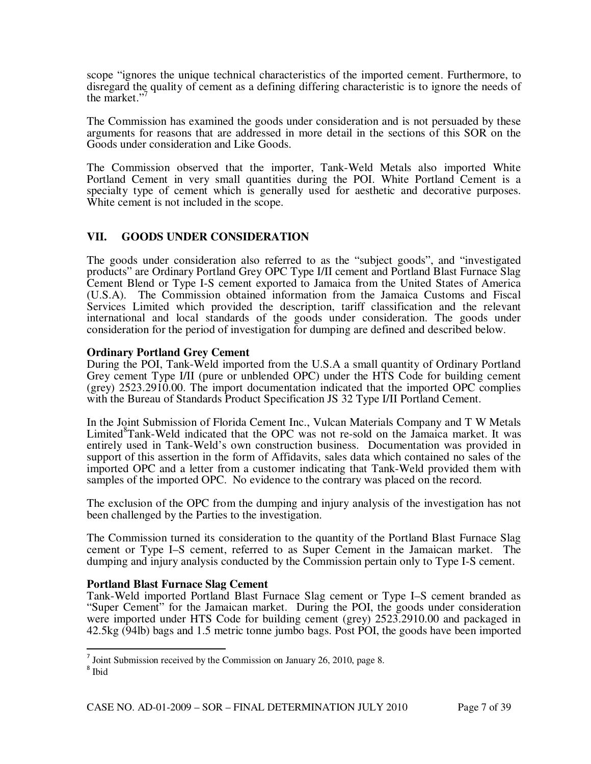scope "ignores the unique technical characteristics of the imported cement. Furthermore, to disregard the quality of cement as a defining differing characteristic is to ignore the needs of the market."[7]

The Commission has examined the goods under consideration and is not persuaded by these arguments for reasons that are addressed in more detail in the sections of this SOR on the Goods under consideration and Like Goods.

The Commission observed that the importer, Tank-Weld Metals also imported White Portland Cement in very small quantities during the POI. White Portland Cement is a specialty type of cement which is generally used for aesthetic and decorative purposes. White cement is not included in the scope.

## VII. GOODS UNDER CONSIDERATION

The goods under consideration also referred to as the "subject goods", and "investigated products" are Ordinary Portland Grey OPC Type I/II cement and Portland Blast Furnace Slag Cement Blend or Type I-S cement exported to Jamaica from the United States of America (U.S.A). The Commission obtained information from the Jamaica Customs and Fiscal Services Limited which provided the description, tariff classification and the relevant international and local standards of the goods under consideration. The goods under consideration for the period of investigation for dumping are defined and described below.

**Ordinary Portland Grey Cement**

During the POI, Tank-Weld imported from the U.S.A a small quantity of Ordinary Portland Grey cement Type I/II (pure or unblended OPC) under the HTS Code for building cement (grey) 2523.2910.00. The import documentation indicated that the imported OPC complies with the Bureau of Standards Product Specification JS 32 Type I/II Portland Cement.

In the Joint Submission of Florida Cement Inc., Vulcan Materials Company and T W Metals Limited[8] Tank-Weld indicated that the OPC was not re-sold on the Jamaica market. It was entirely used in Tank-Weld's own construction business. Documentation was provided in support of this assertion in the form of Affidavits, sales data which contained no sales of the imported OPC and a letter from a customer indicating that Tank-Weld provided them with samples of the imported OPC. No evidence to the contrary was placed on the record.

The exclusion of the OPC from the dumping and injury analysis of the investigation has not been challenged by the Parties to the investigation.

The Commission turned its consideration to the quantity of the Portland Blast Furnace Slag cement or Type I–S cement, referred to as Super Cement in the Jamaican market. The dumping and injury analysis conducted by the Commission pertain only to Type I-S cement.

**Portland Blast Furnace Slag Cement**

Tank-Weld imported Portland Blast Furnace Slag cement or Type I–S cement branded as "Super Cement" for the Jamaican market. During the POI, the goods under consideration were imported under HTS Code for building cement (grey) 2523.2910.00 and packaged in 42.5kg (94lb) bags and 1.5 metric tonne jumbo bags. Post POI, the goods have been imported

[7] Joint Submission received by the Commission on January 26, 2010, page 8.

[8] Ibid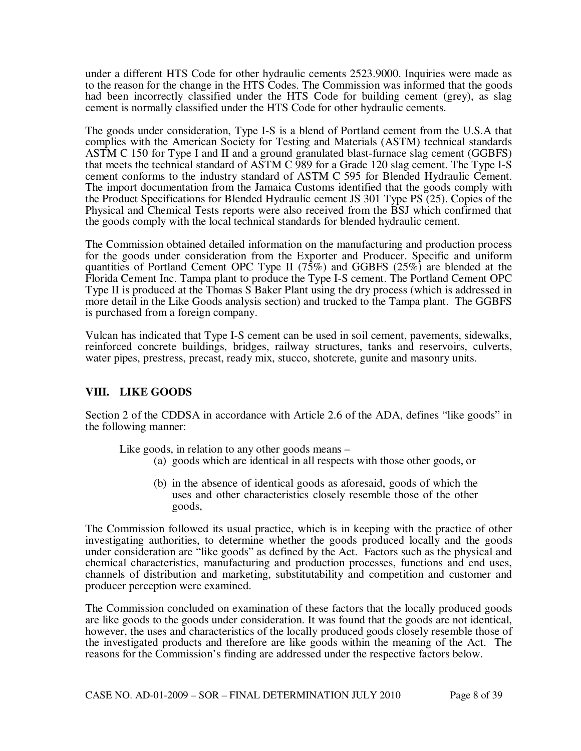under a different HTS Code for other hydraulic cements 2523.9000. Inquiries were made as to the reason for the change in the HTS Codes. The Commission was informed that the goods had been incorrectly classified under the HTS Code for building cement (grey), as slag cement is normally classified under the HTS Code for other hydraulic cements.

The goods under consideration, Type I-S is a blend of Portland cement from the U.S.A that complies with the American Society for Testing and Materials (ASTM) technical standards ASTM C 150 for Type I and II and a ground granulated blast-furnace slag cement (GGBFS) that meets the technical standard of ASTM C 989 for a Grade 120 slag cement. The Type I-S cement conforms to the industry standard of ASTM C 595 for Blended Hydraulic Cement. The import documentation from the Jamaica Customs identified that the goods comply with the Product Specifications for Blended Hydraulic cement JS 301 Type PS (25). Copies of the Physical and Chemical Tests reports were also received from the BSJ which confirmed that the goods comply with the local technical standards for blended hydraulic cement.

The Commission obtained detailed information on the manufacturing and production process for the goods under consideration from the Exporter and Producer. Specific and uniform quantities of Portland Cement OPC Type II (75%) and GGBFS (25%) are blended at the Florida Cement Inc. Tampa plant to produce the Type I-S cement. The Portland Cement OPC Type II is produced at the Thomas S Baker Plant using the dry process (which is addressed in more detail in the Like Goods analysis section) and trucked to the Tampa plant. The GGBFS is purchased from a foreign company.

Vulcan has indicated that Type I-S cement can be used in soil cement, pavements, sidewalks, reinforced concrete buildings, bridges, railway structures, tanks and reservoirs, culverts, water pipes, prestress, precast, ready mix, stucco, shotcrete, gunite and masonry units.

## VIII. LIKE GOODS

Section 2 of the CDDSA in accordance with Article 2.6 of the ADA, defines "like goods" in the following manner:

> Like goods, in relation to any other goods means –
>
> (a) goods which are identical in all respects with those other goods, or
>
> (b) in the absence of identical goods as aforesaid, goods of which the uses and other characteristics closely resemble those of the other goods,

The Commission followed its usual practice, which is in keeping with the practice of other investigating authorities, to determine whether the goods produced locally and the goods under consideration are "like goods" as defined by the Act. Factors such as the physical and chemical characteristics, manufacturing and production processes, functions and end uses, channels of distribution and marketing, substitutability and competition and customer and producer perception were examined.

The Commission concluded on examination of these factors that the locally produced goods are like goods to the goods under consideration. It was found that the goods are not identical, however, the uses and characteristics of the locally produced goods closely resemble those of the investigated products and therefore are like goods within the meaning of the Act. The reasons for the Commission's finding are addressed under the respective factors below.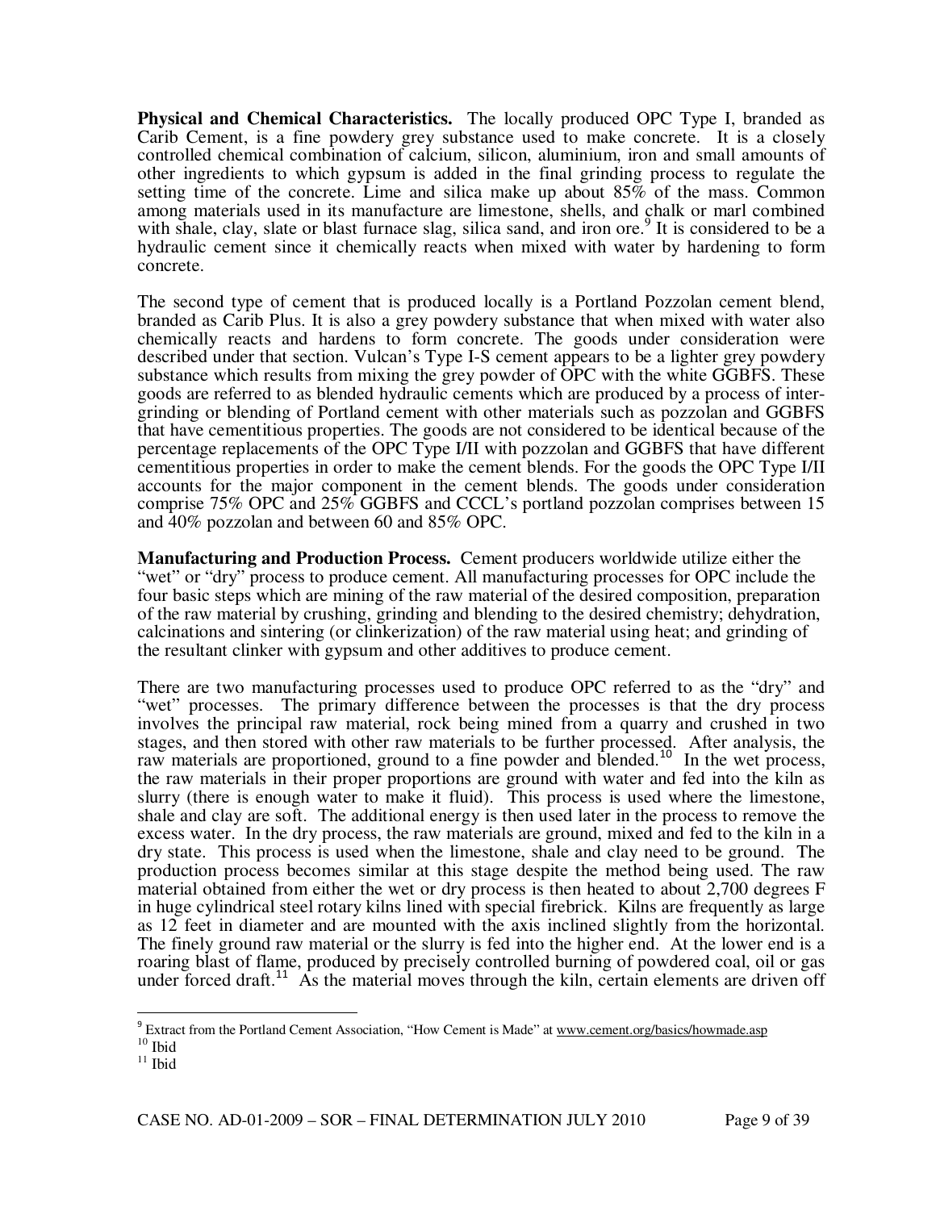**Physical and Chemical Characteristics.** The locally produced OPC Type I, branded as Carib Cement, is a fine powdery grey substance used to make concrete. It is a closely controlled chemical combination of calcium, silicon, aluminium, iron and small amounts of other ingredients to which gypsum is added in the final grinding process to regulate the setting time of the concrete. Lime and silica make up about 85% of the mass. Common among materials used in its manufacture are limestone, shells, and chalk or marl combined with shale, clay, slate or blast furnace slag, silica sand, and iron ore.[9] It is considered to be a hydraulic cement since it chemically reacts when mixed with water by hardening to form concrete.

The second type of cement that is produced locally is a Portland Pozzolan cement blend, branded as Carib Plus. It is also a grey powdery substance that when mixed with water also chemically reacts and hardens to form concrete. The goods under consideration were described under that section. Vulcan's Type I-S cement appears to be a lighter grey powdery substance which results from mixing the grey powder of OPC with the white GGBFS. These goods are referred to as blended hydraulic cements which are produced by a process of inter-grinding or blending of Portland cement with other materials such as pozzolan and GGBFS that have cementitious properties. The goods are not considered to be identical because of the percentage replacements of the OPC Type I/II with pozzolan and GGBFS that have different cementitious properties in order to make the cement blends. For the goods the OPC Type I/II accounts for the major component in the cement blends. The goods under consideration comprise 75% OPC and 25% GGBFS and CCCL's portland pozzolan comprises between 15 and 40% pozzolan and between 60 and 85% OPC.

**Manufacturing and Production Process.** Cement producers worldwide utilize either the "wet" or "dry" process to produce cement. All manufacturing processes for OPC include the four basic steps which are mining of the raw material of the desired composition, preparation of the raw material by crushing, grinding and blending to the desired chemistry; dehydration, calcinations and sintering (or clinkerization) of the raw material using heat; and grinding of the resultant clinker with gypsum and other additives to produce cement.

There are two manufacturing processes used to produce OPC referred to as the "dry" and "wet" processes. The primary difference between the processes is that the dry process involves the principal raw material, rock being mined from a quarry and crushed in two stages, and then stored with other raw materials to be further processed. After analysis, the raw materials are proportioned, ground to a fine powder and blended.[10] In the wet process, the raw materials in their proper proportions are ground with water and fed into the kiln as slurry (there is enough water to make it fluid). This process is used where the limestone, shale and clay are soft. The additional energy is then used later in the process to remove the excess water. In the dry process, the raw materials are ground, mixed and fed to the kiln in a dry state. This process is used when the limestone, shale and clay need to be ground. The production process becomes similar at this stage despite the method being used. The raw material obtained from either the wet or dry process is then heated to about 2,700 degrees F in huge cylindrical steel rotary kilns lined with special firebrick. Kilns are frequently as large as 12 feet in diameter and are mounted with the axis inclined slightly from the horizontal. The finely ground raw material or the slurry is fed into the higher end. At the lower end is a roaring blast of flame, produced by precisely controlled burning of powdered coal, oil or gas under forced draft.[11] As the material moves through the kiln, certain elements are driven off

---

[9] Extract from the Portland Cement Association, "How Cement is Made" at www.cement.org/basics/howmade.asp

[10] Ibid

[11] Ibid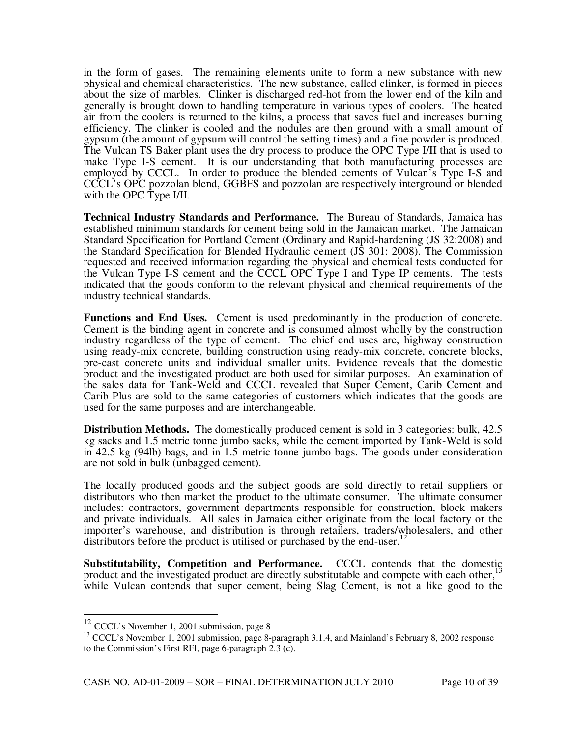in the form of gases. The remaining elements unite to form a new substance with new physical and chemical characteristics. The new substance, called clinker, is formed in pieces about the size of marbles. Clinker is discharged red-hot from the lower end of the kiln and generally is brought down to handling temperature in various types of coolers. The heated air from the coolers is returned to the kilns, a process that saves fuel and increases burning efficiency. The clinker is cooled and the nodules are then ground with a small amount of gypsum (the amount of gypsum will control the setting times) and a fine powder is produced. The Vulcan TS Baker plant uses the dry process to produce the OPC Type I/II that is used to make Type I-S cement. It is our understanding that both manufacturing processes are employed by CCCL. In order to produce the blended cements of Vulcan's Type I-S and CCCL's OPC pozzolan blend, GGBFS and pozzolan are respectively interground or blended with the OPC Type I/II.

**Technical Industry Standards and Performance.** The Bureau of Standards, Jamaica has established minimum standards for cement being sold in the Jamaican market. The Jamaican Standard Specification for Portland Cement (Ordinary and Rapid-hardening (JS 32:2008) and the Standard Specification for Blended Hydraulic cement (JS 301: 2008). The Commission requested and received information regarding the physical and chemical tests conducted for the Vulcan Type I-S cement and the CCCL OPC Type I and Type IP cements. The tests indicated that the goods conform to the relevant physical and chemical requirements of the industry technical standards.

**Functions and End Uses.** Cement is used predominantly in the production of concrete. Cement is the binding agent in concrete and is consumed almost wholly by the construction industry regardless of the type of cement. The chief end uses are, highway construction using ready-mix concrete, building construction using ready-mix concrete, concrete blocks, pre-cast concrete units and individual smaller units. Evidence reveals that the domestic product and the investigated product are both used for similar purposes. An examination of the sales data for Tank-Weld and CCCL revealed that Super Cement, Carib Cement and Carib Plus are sold to the same categories of customers which indicates that the goods are used for the same purposes and are interchangeable.

**Distribution Methods.** The domestically produced cement is sold in 3 categories: bulk, 42.5 kg sacks and 1.5 metric tonne jumbo sacks, while the cement imported by Tank-Weld is sold in 42.5 kg (94lb) bags, and in 1.5 metric tonne jumbo bags. The goods under consideration are not sold in bulk (unbagged cement).

The locally produced goods and the subject goods are sold directly to retail suppliers or distributors who then market the product to the ultimate consumer. The ultimate consumer includes: contractors, government departments responsible for construction, block makers and private individuals. All sales in Jamaica either originate from the local factory or the importer's warehouse, and distribution is through retailers, traders/wholesalers, and other distributors before the product is utilised or purchased by the end-user.[12]

**Substitutability, Competition and Performance.** CCCL contends that the domestic product and the investigated product are directly substitutable and compete with each other,[13] while Vulcan contends that super cement, being Slag Cement, is not a like good to the

---

[12] CCCL's November 1, 2001 submission, page 8

[13] CCCL's November 1, 2001 submission, page 8-paragraph 3.1.4, and Mainland's February 8, 2002 response to the Commission's First RFI, page 6-paragraph 2.3 (c).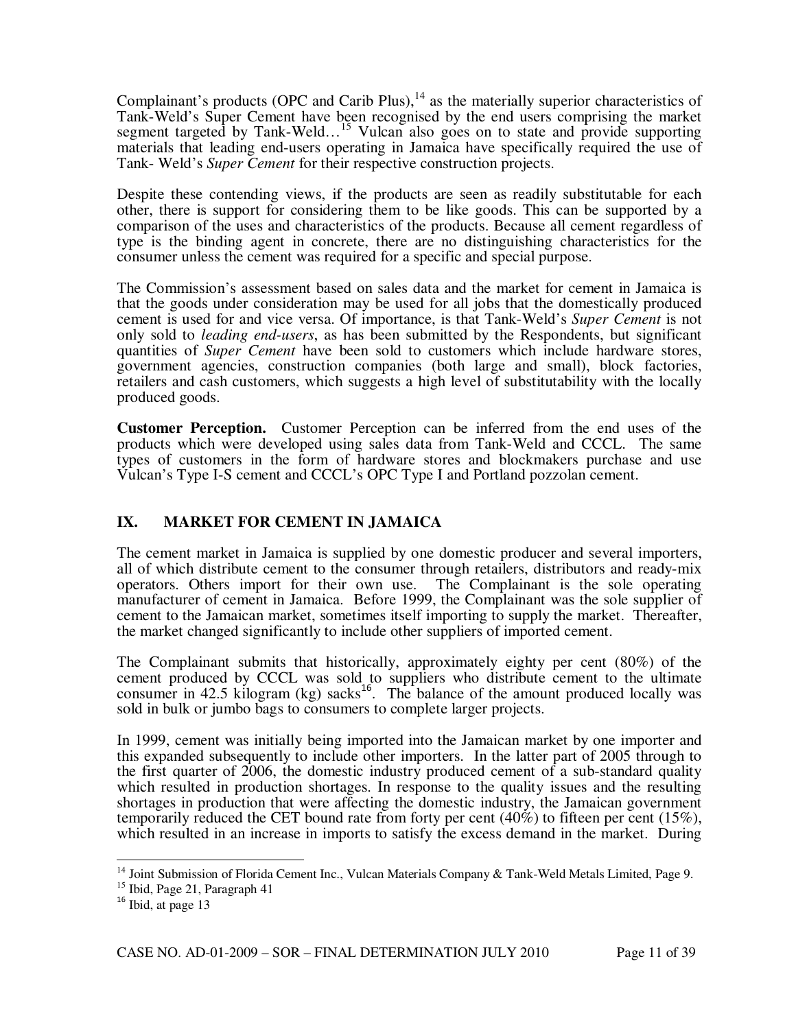Complainant's products (OPC and Carib Plus),[14] as the materially superior characteristics of Tank-Weld's Super Cement have been recognised by the end users comprising the market segment targeted by Tank-Weld…[15] Vulcan also goes on to state and provide supporting materials that leading end-users operating in Jamaica have specifically required the use of Tank- Weld's *Super Cement* for their respective construction projects.

Despite these contending views, if the products are seen as readily substitutable for each other, there is support for considering them to be like goods. This can be supported by a comparison of the uses and characteristics of the products. Because all cement regardless of type is the binding agent in concrete, there are no distinguishing characteristics for the consumer unless the cement was required for a specific and special purpose.

The Commission's assessment based on sales data and the market for cement in Jamaica is that the goods under consideration may be used for all jobs that the domestically produced cement is used for and vice versa. Of importance, is that Tank-Weld's *Super Cement* is not only sold to *leading end-users*, as has been submitted by the Respondents, but significant quantities of *Super Cement* have been sold to customers which include hardware stores, government agencies, construction companies (both large and small), block factories, retailers and cash customers, which suggests a high level of substitutability with the locally produced goods.

**Customer Perception.** Customer Perception can be inferred from the end uses of the products which were developed using sales data from Tank-Weld and CCCL. The same types of customers in the form of hardware stores and blockmakers purchase and use Vulcan's Type I-S cement and CCCL's OPC Type I and Portland pozzolan cement.

## IX. MARKET FOR CEMENT IN JAMAICA

The cement market in Jamaica is supplied by one domestic producer and several importers, all of which distribute cement to the consumer through retailers, distributors and ready-mix operators. Others import for their own use. The Complainant is the sole operating manufacturer of cement in Jamaica. Before 1999, the Complainant was the sole supplier of cement to the Jamaican market, sometimes itself importing to supply the market. Thereafter, the market changed significantly to include other suppliers of imported cement.

The Complainant submits that historically, approximately eighty per cent (80%) of the cement produced by CCCL was sold to suppliers who distribute cement to the ultimate consumer in 42.5 kilogram (kg) sacks[16]. The balance of the amount produced locally was sold in bulk or jumbo bags to consumers to complete larger projects.

In 1999, cement was initially being imported into the Jamaican market by one importer and this expanded subsequently to include other importers. In the latter part of 2005 through to the first quarter of 2006, the domestic industry produced cement of a sub-standard quality which resulted in production shortages. In response to the quality issues and the resulting shortages in production that were affecting the domestic industry, the Jamaican government temporarily reduced the CET bound rate from forty per cent (40%) to fifteen per cent (15%), which resulted in an increase in imports to satisfy the excess demand in the market. During

---

[14] Joint Submission of Florida Cement Inc., Vulcan Materials Company & Tank-Weld Metals Limited, Page 9.

[15] Ibid, Page 21, Paragraph 41

[16] Ibid, at page 13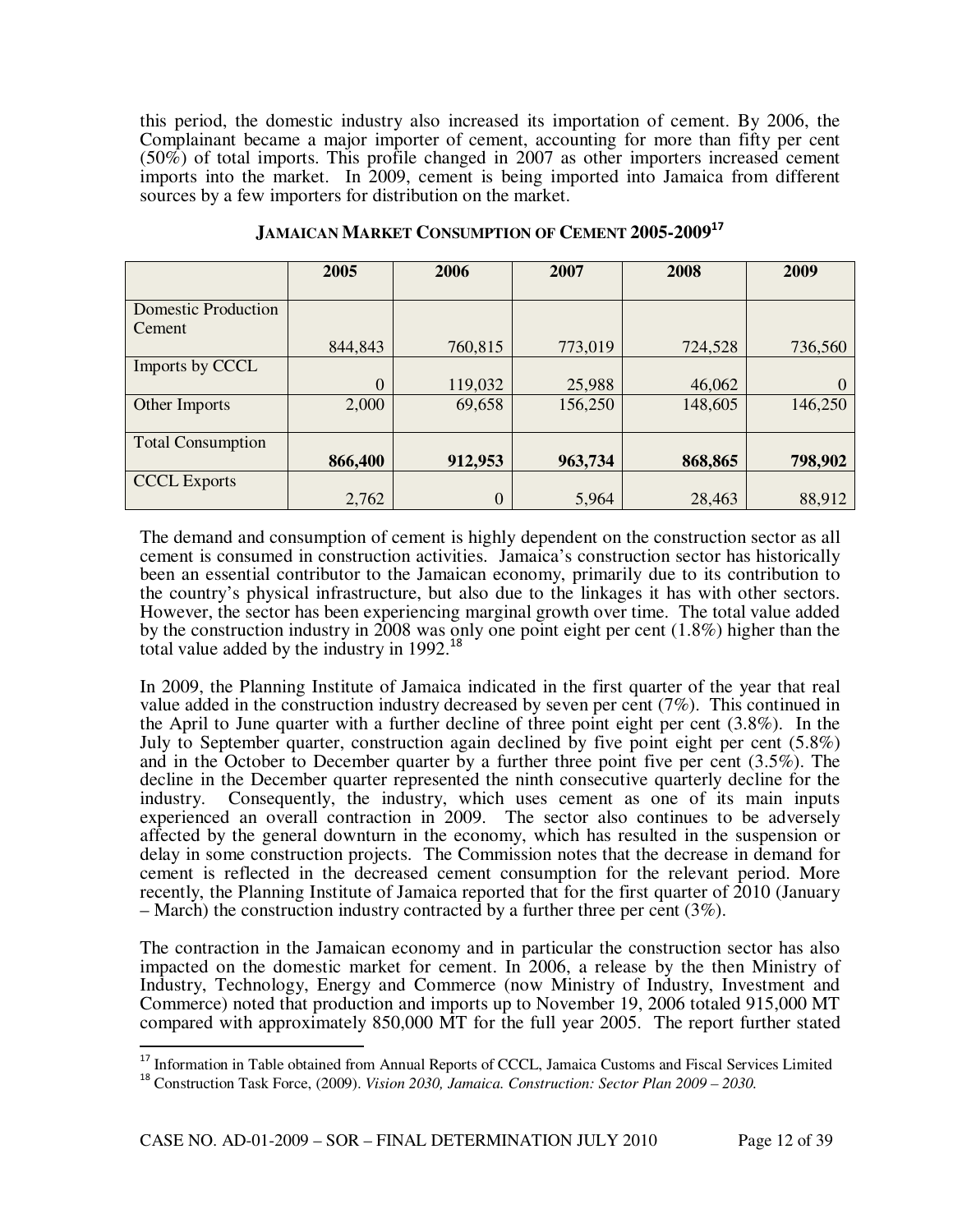this period, the domestic industry also increased its importation of cement. By 2006, the Complainant became a major importer of cement, accounting for more than fifty per cent (50%) of total imports. This profile changed in 2007 as other importers increased cement imports into the market. In 2009, cement is being imported into Jamaica from different sources by a few importers for distribution on the market.

**JAMAICAN MARKET CONSUMPTION OF CEMENT 2005-2009**[17]

| | 2005 | 2006 | 2007 | 2008 | 2009 |
|---|---|---|---|---|---|
| Domestic Production Cement | 844,843 | 760,815 | 773,019 | 724,528 | 736,560 |
| Imports by CCCL | 0 | 119,032 | 25,988 | 46,062 | 0 |
| Other Imports | 2,000 | 69,658 | 156,250 | 148,605 | 146,250 |
| Total Consumption | **866,400** | **912,953** | **963,734** | **868,865** | **798,902** |
| CCCL Exports | 2,762 | 0 | 5,964 | 28,463 | 88,912 |

The demand and consumption of cement is highly dependent on the construction sector as all cement is consumed in construction activities. Jamaica's construction sector has historically been an essential contributor to the Jamaican economy, primarily due to its contribution to the country's physical infrastructure, but also due to the linkages it has with other sectors. However, the sector has been experiencing marginal growth over time. The total value added by the construction industry in 2008 was only one point eight per cent (1.8%) higher than the total value added by the industry in 1992.[18]

In 2009, the Planning Institute of Jamaica indicated in the first quarter of the year that real value added in the construction industry decreased by seven per cent (7%). This continued in the April to June quarter with a further decline of three point eight per cent (3.8%). In the July to September quarter, construction again declined by five point eight per cent (5.8%) and in the October to December quarter by a further three point five per cent (3.5%). The decline in the December quarter represented the ninth consecutive quarterly decline for the industry. Consequently, the industry, which uses cement as one of its main inputs experienced an overall contraction in 2009. The sector also continues to be adversely affected by the general downturn in the economy, which has resulted in the suspension or delay in some construction projects. The Commission notes that the decrease in demand for cement is reflected in the decreased cement consumption for the relevant period. More recently, the Planning Institute of Jamaica reported that for the first quarter of 2010 (January – March) the construction industry contracted by a further three per cent (3%).

The contraction in the Jamaican economy and in particular the construction sector has also impacted on the domestic market for cement. In 2006, a release by the then Ministry of Industry, Technology, Energy and Commerce (now Ministry of Industry, Investment and Commerce) noted that production and imports up to November 19, 2006 totaled 915,000 MT compared with approximately 850,000 MT for the full year 2005. The report further stated

---

[17] Information in Table obtained from Annual Reports of CCCL, Jamaica Customs and Fiscal Services Limited

[18] Construction Task Force, (2009). *Vision 2030, Jamaica. Construction: Sector Plan 2009 – 2030.*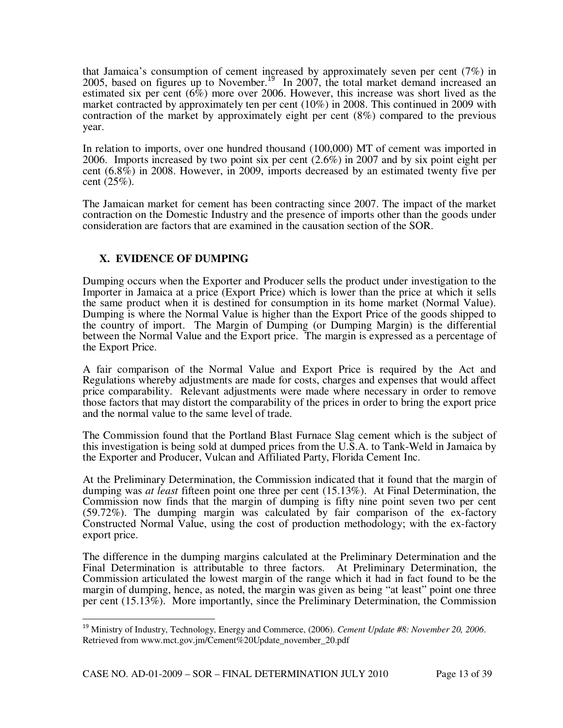that Jamaica's consumption of cement increased by approximately seven per cent (7%) in 2005, based on figures up to November.[19] In 2007, the total market demand increased an estimated six per cent (6%) more over 2006. However, this increase was short lived as the market contracted by approximately ten per cent (10%) in 2008. This continued in 2009 with contraction of the market by approximately eight per cent (8%) compared to the previous year.

In relation to imports, over one hundred thousand (100,000) MT of cement was imported in 2006. Imports increased by two point six per cent (2.6%) in 2007 and by six point eight per cent (6.8%) in 2008. However, in 2009, imports decreased by an estimated twenty five per cent (25%).

The Jamaican market for cement has been contracting since 2007. The impact of the market contraction on the Domestic Industry and the presence of imports other than the goods under consideration are factors that are examined in the causation section of the SOR.

## X. EVIDENCE OF DUMPING

Dumping occurs when the Exporter and Producer sells the product under investigation to the Importer in Jamaica at a price (Export Price) which is lower than the price at which it sells the same product when it is destined for consumption in its home market (Normal Value). Dumping is where the Normal Value is higher than the Export Price of the goods shipped to the country of import. The Margin of Dumping (or Dumping Margin) is the differential between the Normal Value and the Export price. The margin is expressed as a percentage of the Export Price.

A fair comparison of the Normal Value and Export Price is required by the Act and Regulations whereby adjustments are made for costs, charges and expenses that would affect price comparability. Relevant adjustments were made where necessary in order to remove those factors that may distort the comparability of the prices in order to bring the export price and the normal value to the same level of trade.

The Commission found that the Portland Blast Furnace Slag cement which is the subject of this investigation is being sold at dumped prices from the U.S.A. to Tank-Weld in Jamaica by the Exporter and Producer, Vulcan and Affiliated Party, Florida Cement Inc.

At the Preliminary Determination, the Commission indicated that it found that the margin of dumping was *at least* fifteen point one three per cent (15.13%). At Final Determination, the Commission now finds that the margin of dumping is fifty nine point seven two per cent (59.72%). The dumping margin was calculated by fair comparison of the ex-factory Constructed Normal Value, using the cost of production methodology; with the ex-factory export price.

The difference in the dumping margins calculated at the Preliminary Determination and the Final Determination is attributable to three factors. At Preliminary Determination, the Commission articulated the lowest margin of the range which it had in fact found to be the margin of dumping, hence, as noted, the margin was given as being "at least" point one three per cent (15.13%). More importantly, since the Preliminary Determination, the Commission

---

[19] Ministry of Industry, Technology, Energy and Commerce, (2006). *Cement Update #8: November 20, 2006*. Retrieved from www.mct.gov.jm/Cement%20Update_november_20.pdf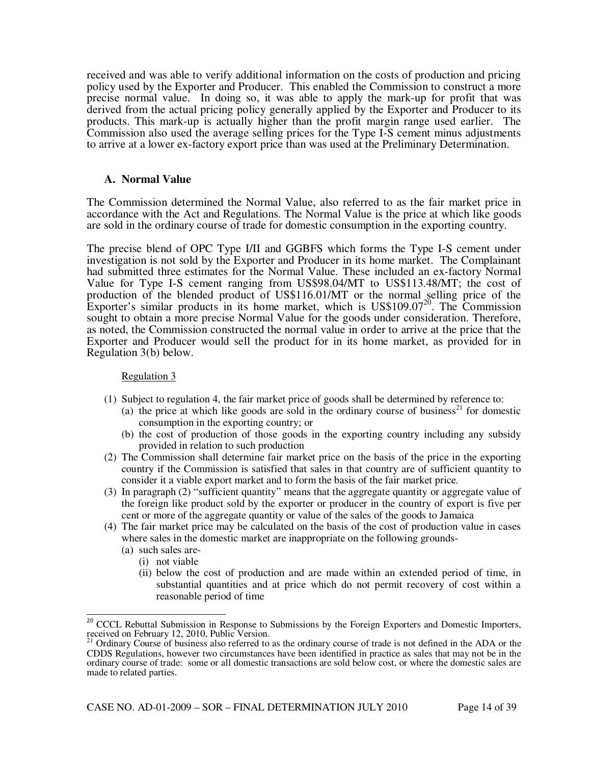received and was able to verify additional information on the costs of production and pricing policy used by the Exporter and Producer. This enabled the Commission to construct a more precise normal value. In doing so, it was able to apply the mark-up for profit that was derived from the actual pricing policy generally applied by the Exporter and Producer to its products. This mark-up is actually higher than the profit margin range used earlier. The Commission also used the average selling prices for the Type I-S cement minus adjustments to arrive at a lower ex-factory export price than was used at the Preliminary Determination.

### A. Normal Value

The Commission determined the Normal Value, also referred to as the fair market price in accordance with the Act and Regulations. The Normal Value is the price at which like goods are sold in the ordinary course of trade for domestic consumption in the exporting country.

The precise blend of OPC Type I/II and GGBFS which forms the Type I-S cement under investigation is not sold by the Exporter and Producer in its home market. The Complainant had submitted three estimates for the Normal Value. These included an ex-factory Normal Value for Type I-S cement ranging from US$98.04/MT to US$113.48/MT; the cost of production of the blended product of US$116.01/MT or the normal selling price of the Exporter's similar products in its home market, which is US$109.07[20]. The Commission sought to obtain a more precise Normal Value for the goods under consideration. Therefore, as noted, the Commission constructed the normal value in order to arrive at the price that the Exporter and Producer would sell the product for in its home market, as provided for in Regulation 3(b) below.

Regulation 3

(1) Subject to regulation 4, the fair market price of goods shall be determined by reference to:
   (a) the price at which like goods are sold in the ordinary course of business[21] for domestic consumption in the exporting country; or
   (b) the cost of production of those goods in the exporting country including any subsidy provided in relation to such production
(2) The Commission shall determine fair market price on the basis of the price in the exporting country if the Commission is satisfied that sales in that country are of sufficient quantity to consider it a viable export market and to form the basis of the fair market price.
(3) In paragraph (2) "sufficient quantity" means that the aggregate quantity or aggregate value of the foreign like product sold by the exporter or producer in the country of export is five per cent or more of the aggregate quantity or value of the sales of the goods to Jamaica
(4) The fair market price may be calculated on the basis of the cost of production value in cases where sales in the domestic market are inappropriate on the following grounds-
   (a) such sales are-
      (i) not viable
      (ii) below the cost of production and are made within an extended period of time, in substantial quantities and at price which do not permit recovery of cost within a reasonable period of time

---

[20] CCCL Rebuttal Submission in Response to Submissions by the Foreign Exporters and Domestic Importers, received on February 12, 2010, Public Version.

[21] Ordinary Course of business also referred to as the ordinary course of trade is not defined in the ADA or the CDDS Regulations, however two circumstances have been identified in practice as sales that may not be in the ordinary course of trade: some or all domestic transactions are sold below cost, or where the domestic sales are made to related parties.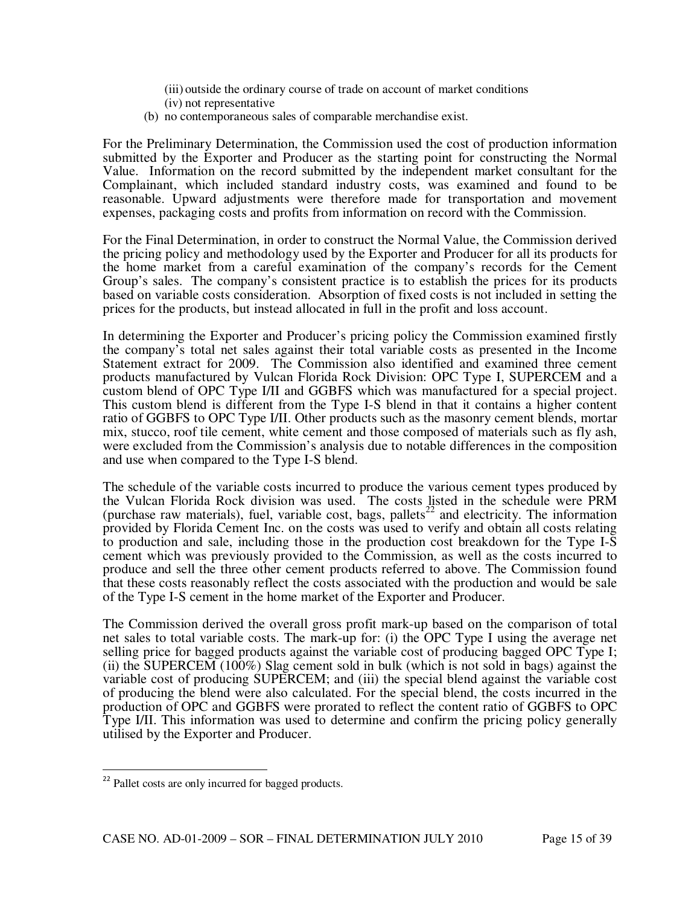(iii) outside the ordinary course of trade on account of market conditions
(iv) not representative

(b) no contemporaneous sales of comparable merchandise exist.

For the Preliminary Determination, the Commission used the cost of production information submitted by the Exporter and Producer as the starting point for constructing the Normal Value. Information on the record submitted by the independent market consultant for the Complainant, which included standard industry costs, was examined and found to be reasonable. Upward adjustments were therefore made for transportation and movement expenses, packaging costs and profits from information on record with the Commission.

For the Final Determination, in order to construct the Normal Value, the Commission derived the pricing policy and methodology used by the Exporter and Producer for all its products for the home market from a careful examination of the company's records for the Cement Group's sales. The company's consistent practice is to establish the prices for its products based on variable costs consideration. Absorption of fixed costs is not included in setting the prices for the products, but instead allocated in full in the profit and loss account.

In determining the Exporter and Producer's pricing policy the Commission examined firstly the company's total net sales against their total variable costs as presented in the Income Statement extract for 2009. The Commission also identified and examined three cement products manufactured by Vulcan Florida Rock Division: OPC Type I, SUPERCEM and a custom blend of OPC Type I/II and GGBFS which was manufactured for a special project. This custom blend is different from the Type I-S blend in that it contains a higher content ratio of GGBFS to OPC Type I/II. Other products such as the masonry cement blends, mortar mix, stucco, roof tile cement, white cement and those composed of materials such as fly ash, were excluded from the Commission's analysis due to notable differences in the composition and use when compared to the Type I-S blend.

The schedule of the variable costs incurred to produce the various cement types produced by the Vulcan Florida Rock division was used. The costs listed in the schedule were PRM (purchase raw materials), fuel, variable cost, bags, pallets[22] and electricity. The information provided by Florida Cement Inc. on the costs was used to verify and obtain all costs relating to production and sale, including those in the production cost breakdown for the Type I-S cement which was previously provided to the Commission, as well as the costs incurred to produce and sell the three other cement products referred to above. The Commission found that these costs reasonably reflect the costs associated with the production and would be sale of the Type I-S cement in the home market of the Exporter and Producer.

The Commission derived the overall gross profit mark-up based on the comparison of total net sales to total variable costs. The mark-up for: (i) the OPC Type I using the average net selling price for bagged products against the variable cost of producing bagged OPC Type I; (ii) the SUPERCEM (100%) Slag cement sold in bulk (which is not sold in bags) against the variable cost of producing SUPERCEM; and (iii) the special blend against the variable cost of producing the blend were also calculated. For the special blend, the costs incurred in the production of OPC and GGBFS were prorated to reflect the content ratio of GGBFS to OPC Type I/II. This information was used to determine and confirm the pricing policy generally utilised by the Exporter and Producer.

---

[22] Pallet costs are only incurred for bagged products.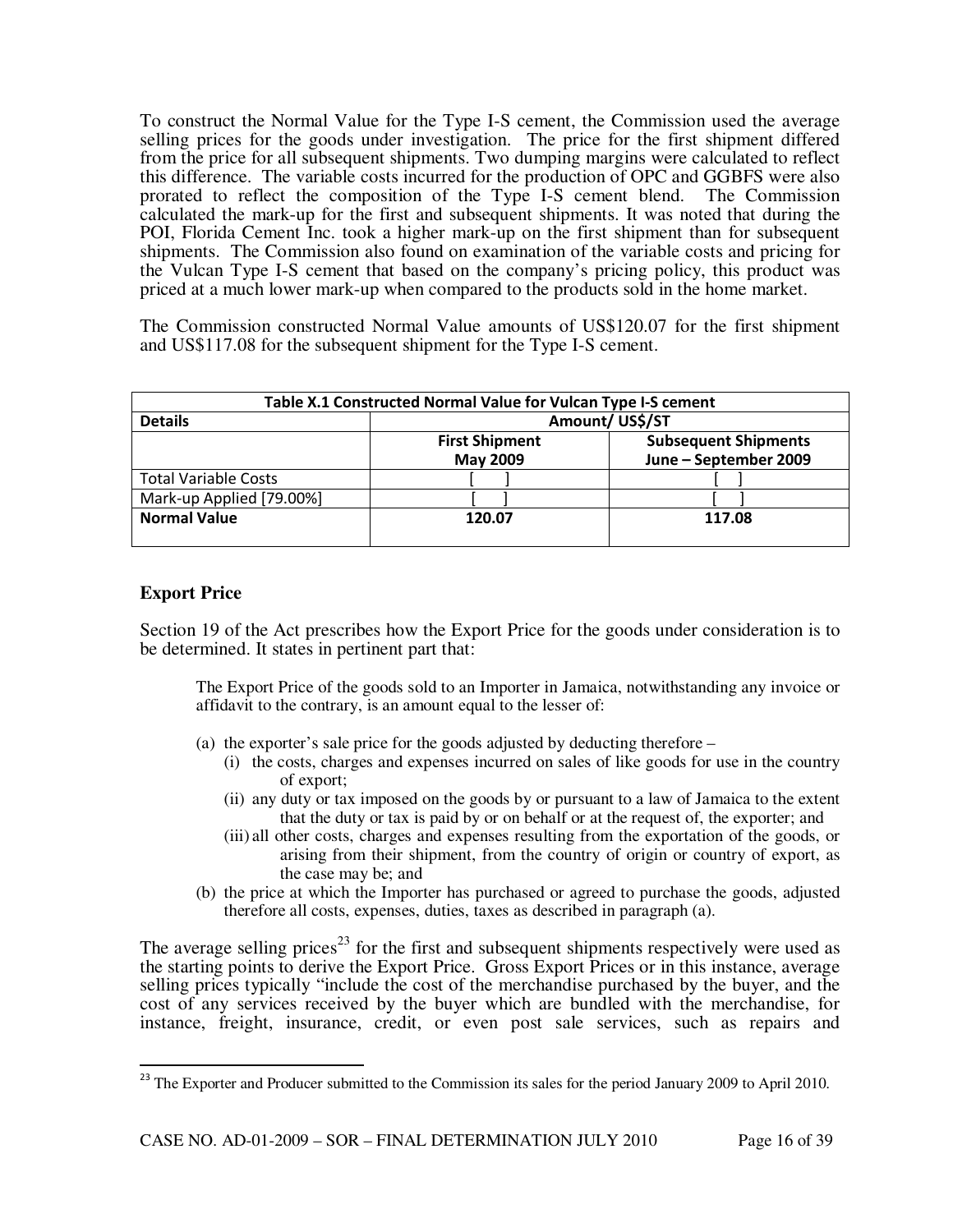To construct the Normal Value for the Type I-S cement, the Commission used the average selling prices for the goods under investigation. The price for the first shipment differed from the price for all subsequent shipments. Two dumping margins were calculated to reflect this difference. The variable costs incurred for the production of OPC and GGBFS were also prorated to reflect the composition of the Type I-S cement blend. The Commission calculated the mark-up for the first and subsequent shipments. It was noted that during the POI, Florida Cement Inc. took a higher mark-up on the first shipment than for subsequent shipments. The Commission also found on examination of the variable costs and pricing for the Vulcan Type I-S cement that based on the company's pricing policy, this product was priced at a much lower mark-up when compared to the products sold in the home market.

The Commission constructed Normal Value amounts of US$120.07 for the first shipment and US$117.08 for the subsequent shipment for the Type I-S cement.

| Table X.1 Constructed Normal Value for Vulcan Type I-S cement | | |
|---|---|---|
| **Details** | **Amount/ US$/ST** | |
| | **First Shipment May 2009** | **Subsequent Shipments June – September 2009** |
| Total Variable Costs | [ ] | [ ] |
| Mark-up Applied [79.00%] | [ ] | [ ] |
| **Normal Value** | **120.07** | **117.08** |

### Export Price

Section 19 of the Act prescribes how the Export Price for the goods under consideration is to be determined. It states in pertinent part that:

> The Export Price of the goods sold to an Importer in Jamaica, notwithstanding any invoice or affidavit to the contrary, is an amount equal to the lesser of:
>
> (a) the exporter's sale price for the goods adjusted by deducting therefore –
>
> (i) the costs, charges and expenses incurred on sales of like goods for use in the country of export;
>
> (ii) any duty or tax imposed on the goods by or pursuant to a law of Jamaica to the extent that the duty or tax is paid by or on behalf or at the request of, the exporter; and
>
> (iii) all other costs, charges and expenses resulting from the exportation of the goods, or arising from their shipment, from the country of origin or country of export, as the case may be; and
>
> (b) the price at which the Importer has purchased or agreed to purchase the goods, adjusted therefore all costs, expenses, duties, taxes as described in paragraph (a).

The average selling prices[23] for the first and subsequent shipments respectively were used as the starting points to derive the Export Price. Gross Export Prices or in this instance, average selling prices typically "include the cost of the merchandise purchased by the buyer, and the cost of any services received by the buyer which are bundled with the merchandise, for instance, freight, insurance, credit, or even post sale services, such as repairs and

[23] The Exporter and Producer submitted to the Commission its sales for the period January 2009 to April 2010.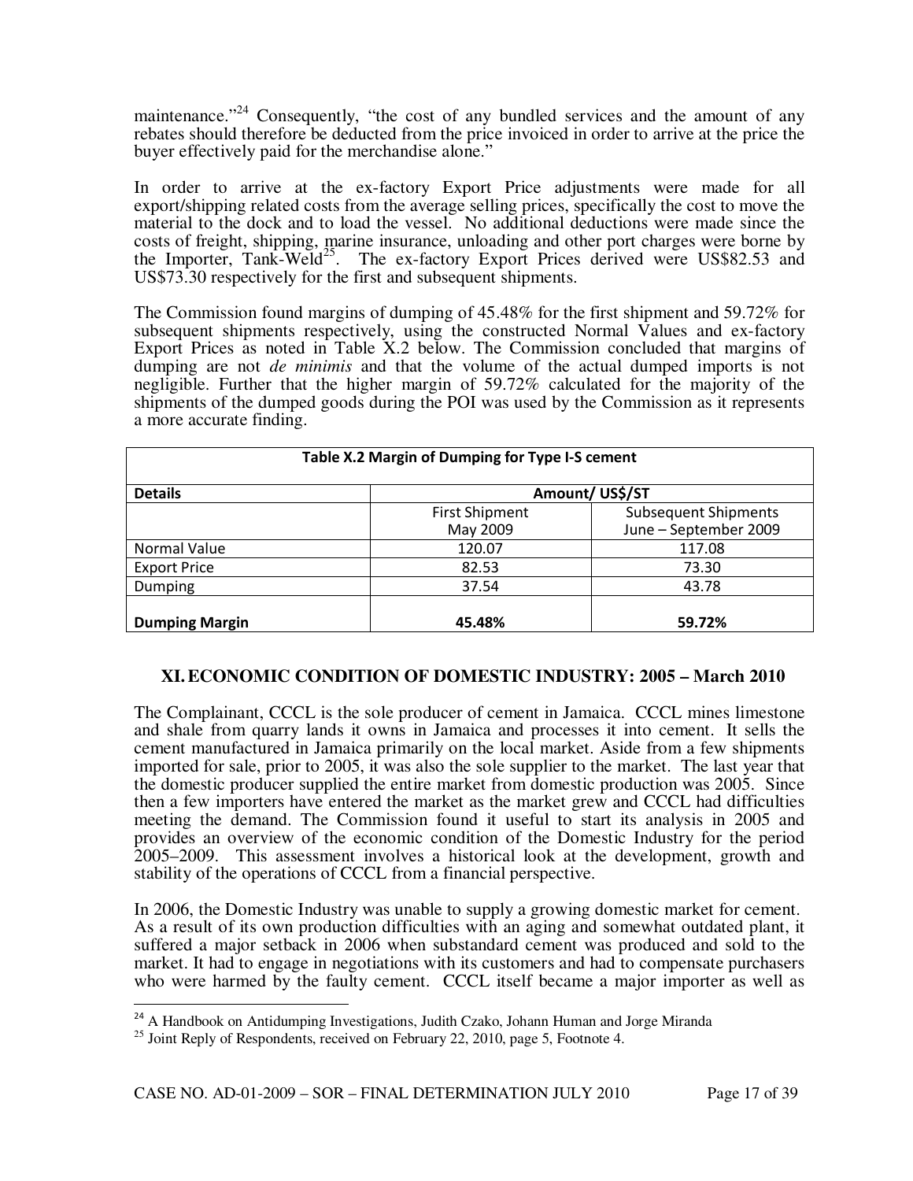maintenance."[24] Consequently, "the cost of any bundled services and the amount of any rebates should therefore be deducted from the price invoiced in order to arrive at the price the buyer effectively paid for the merchandise alone."

In order to arrive at the ex-factory Export Price adjustments were made for all export/shipping related costs from the average selling prices, specifically the cost to move the material to the dock and to load the vessel. No additional deductions were made since the costs of freight, shipping, marine insurance, unloading and other port charges were borne by the Importer, Tank-Weld[25]. The ex-factory Export Prices derived were US$82.53 and US$73.30 respectively for the first and subsequent shipments.

The Commission found margins of dumping of 45.48% for the first shipment and 59.72% for subsequent shipments respectively, using the constructed Normal Values and ex-factory Export Prices as noted in Table X.2 below. The Commission concluded that margins of dumping are not *de minimis* and that the volume of the actual dumped imports is not negligible. Further that the higher margin of 59.72% calculated for the majority of the shipments of the dumped goods during the POI was used by the Commission as it represents a more accurate finding.

**Table X.2 Margin of Dumping for Type I-S cement**

| Details | Amount/ US$/ST | |
|---|---|---|
| | First Shipment May 2009 | Subsequent Shipments June – September 2009 |
| Normal Value | 120.07 | 117.08 |
| Export Price | 82.53 | 73.30 |
| Dumping | 37.54 | 43.78 |
| **Dumping Margin** | **45.48%** | **59.72%** |

## XI. ECONOMIC CONDITION OF DOMESTIC INDUSTRY: 2005 – March 2010

The Complainant, CCCL is the sole producer of cement in Jamaica. CCCL mines limestone and shale from quarry lands it owns in Jamaica and processes it into cement. It sells the cement manufactured in Jamaica primarily on the local market. Aside from a few shipments imported for sale, prior to 2005, it was also the sole supplier to the market. The last year that the domestic producer supplied the entire market from domestic production was 2005. Since then a few importers have entered the market as the market grew and CCCL had difficulties meeting the demand. The Commission found it useful to start its analysis in 2005 and provides an overview of the economic condition of the Domestic Industry for the period 2005–2009. This assessment involves a historical look at the development, growth and stability of the operations of CCCL from a financial perspective.

In 2006, the Domestic Industry was unable to supply a growing domestic market for cement. As a result of its own production difficulties with an aging and somewhat outdated plant, it suffered a major setback in 2006 when substandard cement was produced and sold to the market. It had to engage in negotiations with its customers and had to compensate purchasers who were harmed by the faulty cement. CCCL itself became a major importer as well as

[24] A Handbook on Antidumping Investigations, Judith Czako, Johann Human and Jorge Miranda

[25] Joint Reply of Respondents, received on February 22, 2010, page 5, Footnote 4.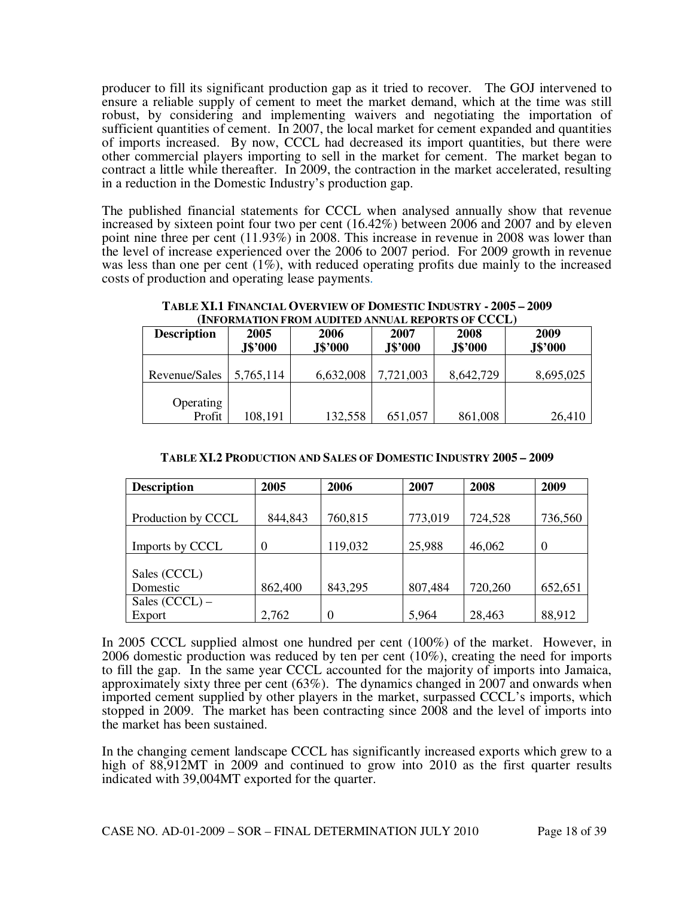producer to fill its significant production gap as it tried to recover. The GOJ intervened to ensure a reliable supply of cement to meet the market demand, which at the time was still robust, by considering and implementing waivers and negotiating the importation of sufficient quantities of cement. In 2007, the local market for cement expanded and quantities of imports increased. By now, CCCL had decreased its import quantities, but there were other commercial players importing to sell in the market for cement. The market began to contract a little while thereafter. In 2009, the contraction in the market accelerated, resulting in a reduction in the Domestic Industry's production gap.

The published financial statements for CCCL when analysed annually show that revenue increased by sixteen point four two per cent (16.42%) between 2006 and 2007 and by eleven point nine three per cent (11.93%) in 2008. This increase in revenue in 2008 was lower than the level of increase experienced over the 2006 to 2007 period. For 2009 growth in revenue was less than one per cent (1%), with reduced operating profits due mainly to the increased costs of production and operating lease payments.

**TABLE XI.1 FINANCIAL OVERVIEW OF DOMESTIC INDUSTRY - 2005 – 2009 (INFORMATION FROM AUDITED ANNUAL REPORTS OF CCCL)**

| Description | 2005 J$'000 | 2006 J$'000 | 2007 J$'000 | 2008 J$'000 | 2009 J$'000 |
|---|---|---|---|---|---|
| Revenue/Sales | 5,765,114 | 6,632,008 | 7,721,003 | 8,642,729 | 8,695,025 |
| Operating Profit | 108,191 | 132,558 | 651,057 | 861,008 | 26,410 |

**TABLE XI.2 PRODUCTION AND SALES OF DOMESTIC INDUSTRY 2005 – 2009**

| Description | 2005 | 2006 | 2007 | 2008 | 2009 |
|---|---|---|---|---|---|
| Production by CCCL | 844,843 | 760,815 | 773,019 | 724,528 | 736,560 |
| Imports by CCCL | 0 | 119,032 | 25,988 | 46,062 | 0 |
| Sales (CCCL) Domestic | 862,400 | 843,295 | 807,484 | 720,260 | 652,651 |
| Sales (CCCL) – Export | 2,762 | 0 | 5,964 | 28,463 | 88,912 |

In 2005 CCCL supplied almost one hundred per cent (100%) of the market. However, in 2006 domestic production was reduced by ten per cent (10%), creating the need for imports to fill the gap. In the same year CCCL accounted for the majority of imports into Jamaica, approximately sixty three per cent (63%). The dynamics changed in 2007 and onwards when imported cement supplied by other players in the market, surpassed CCCL's imports, which stopped in 2009. The market has been contracting since 2008 and the level of imports into the market has been sustained.

In the changing cement landscape CCCL has significantly increased exports which grew to a high of 88,912MT in 2009 and continued to grow into 2010 as the first quarter results indicated with 39,004MT exported for the quarter.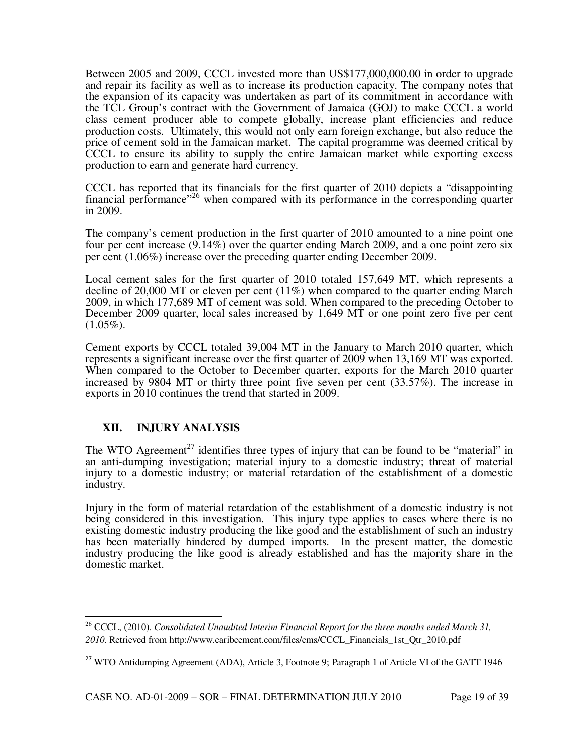Between 2005 and 2009, CCCL invested more than US$177,000,000.00 in order to upgrade and repair its facility as well as to increase its production capacity. The company notes that the expansion of its capacity was undertaken as part of its commitment in accordance with the TCL Group's contract with the Government of Jamaica (GOJ) to make CCCL a world class cement producer able to compete globally, increase plant efficiencies and reduce production costs. Ultimately, this would not only earn foreign exchange, but also reduce the price of cement sold in the Jamaican market. The capital programme was deemed critical by CCCL to ensure its ability to supply the entire Jamaican market while exporting excess production to earn and generate hard currency.

CCCL has reported that its financials for the first quarter of 2010 depicts a "disappointing financial performance"[26] when compared with its performance in the corresponding quarter in 2009.

The company's cement production in the first quarter of 2010 amounted to a nine point one four per cent increase (9.14%) over the quarter ending March 2009, and a one point zero six per cent (1.06%) increase over the preceding quarter ending December 2009.

Local cement sales for the first quarter of 2010 totaled 157,649 MT, which represents a decline of 20,000 MT or eleven per cent (11%) when compared to the quarter ending March 2009, in which 177,689 MT of cement was sold. When compared to the preceding October to December 2009 quarter, local sales increased by 1,649 MT or one point zero five per cent (1.05%).

Cement exports by CCCL totaled 39,004 MT in the January to March 2010 quarter, which represents a significant increase over the first quarter of 2009 when 13,169 MT was exported. When compared to the October to December quarter, exports for the March 2010 quarter increased by 9804 MT or thirty three point five seven per cent (33.57%). The increase in exports in 2010 continues the trend that started in 2009.

## XII. INJURY ANALYSIS

The WTO Agreement[27] identifies three types of injury that can be found to be "material" in an anti-dumping investigation; material injury to a domestic industry; threat of material injury to a domestic industry; or material retardation of the establishment of a domestic industry.

Injury in the form of material retardation of the establishment of a domestic industry is not being considered in this investigation. This injury type applies to cases where there is no existing domestic industry producing the like good and the establishment of such an industry has been materially hindered by dumped imports. In the present matter, the domestic industry producing the like good is already established and has the majority share in the domestic market.

---

[26] CCCL, (2010). *Consolidated Unaudited Interim Financial Report for the three months ended March 31, 2010*. Retrieved from http://www.caribcement.com/files/cms/CCCL_Financials_1st_Qtr_2010.pdf

[27] WTO Antidumping Agreement (ADA), Article 3, Footnote 9; Paragraph 1 of Article VI of the GATT 1946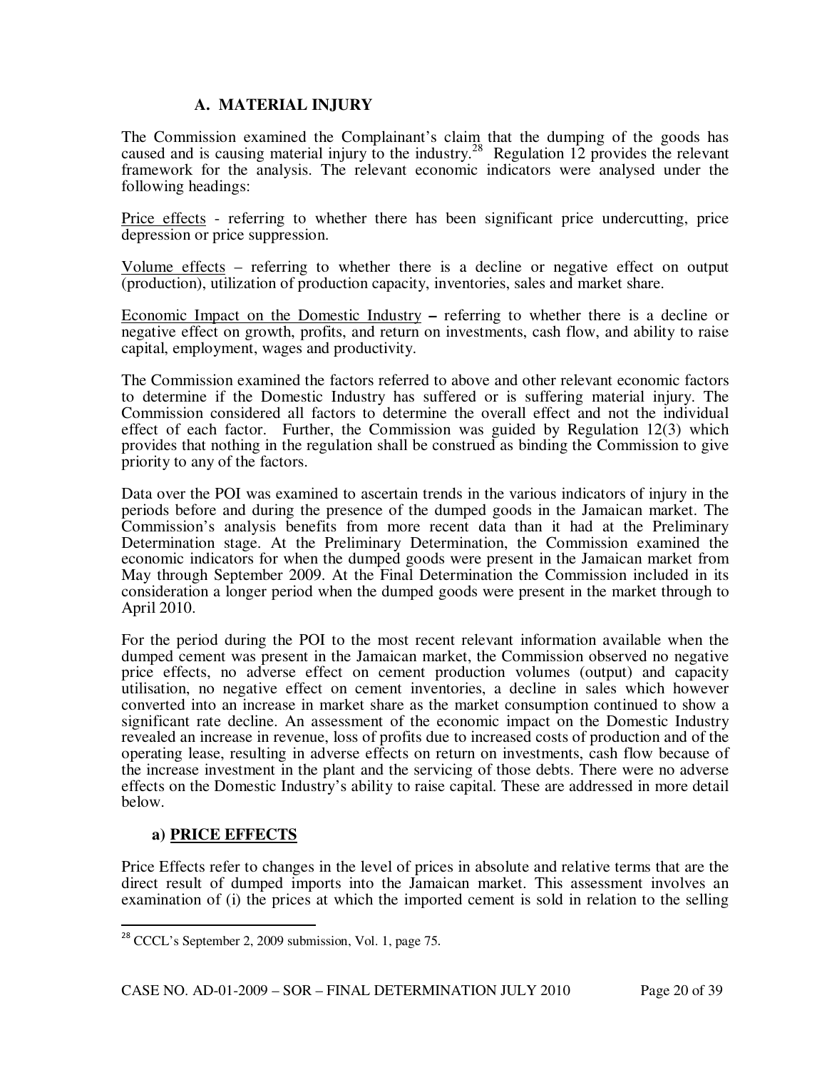## A. MATERIAL INJURY

The Commission examined the Complainant's claim that the dumping of the goods has caused and is causing material injury to the industry.[28] Regulation 12 provides the relevant framework for the analysis. The relevant economic indicators were analysed under the following headings:

Price effects - referring to whether there has been significant price undercutting, price depression or price suppression.

Volume effects – referring to whether there is a decline or negative effect on output (production), utilization of production capacity, inventories, sales and market share.

Economic Impact on the Domestic Industry **–** referring to whether there is a decline or negative effect on growth, profits, and return on investments, cash flow, and ability to raise capital, employment, wages and productivity.

The Commission examined the factors referred to above and other relevant economic factors to determine if the Domestic Industry has suffered or is suffering material injury. The Commission considered all factors to determine the overall effect and not the individual effect of each factor. Further, the Commission was guided by Regulation 12(3) which provides that nothing in the regulation shall be construed as binding the Commission to give priority to any of the factors.

Data over the POI was examined to ascertain trends in the various indicators of injury in the periods before and during the presence of the dumped goods in the Jamaican market. The Commission's analysis benefits from more recent data than it had at the Preliminary Determination stage. At the Preliminary Determination, the Commission examined the economic indicators for when the dumped goods were present in the Jamaican market from May through September 2009. At the Final Determination the Commission included in its consideration a longer period when the dumped goods were present in the market through to April 2010.

For the period during the POI to the most recent relevant information available when the dumped cement was present in the Jamaican market, the Commission observed no negative price effects, no adverse effect on cement production volumes (output) and capacity utilisation, no negative effect on cement inventories, a decline in sales which however converted into an increase in market share as the market consumption continued to show a significant rate decline. An assessment of the economic impact on the Domestic Industry revealed an increase in revenue, loss of profits due to increased costs of production and of the operating lease, resulting in adverse effects on return on investments, cash flow because of the increase investment in the plant and the servicing of those debts. There were no adverse effects on the Domestic Industry's ability to raise capital. These are addressed in more detail below.

### a) PRICE EFFECTS

Price Effects refer to changes in the level of prices in absolute and relative terms that are the direct result of dumped imports into the Jamaican market. This assessment involves an examination of (i) the prices at which the imported cement is sold in relation to the selling

---

[28] CCCL's September 2, 2009 submission, Vol. 1, page 75.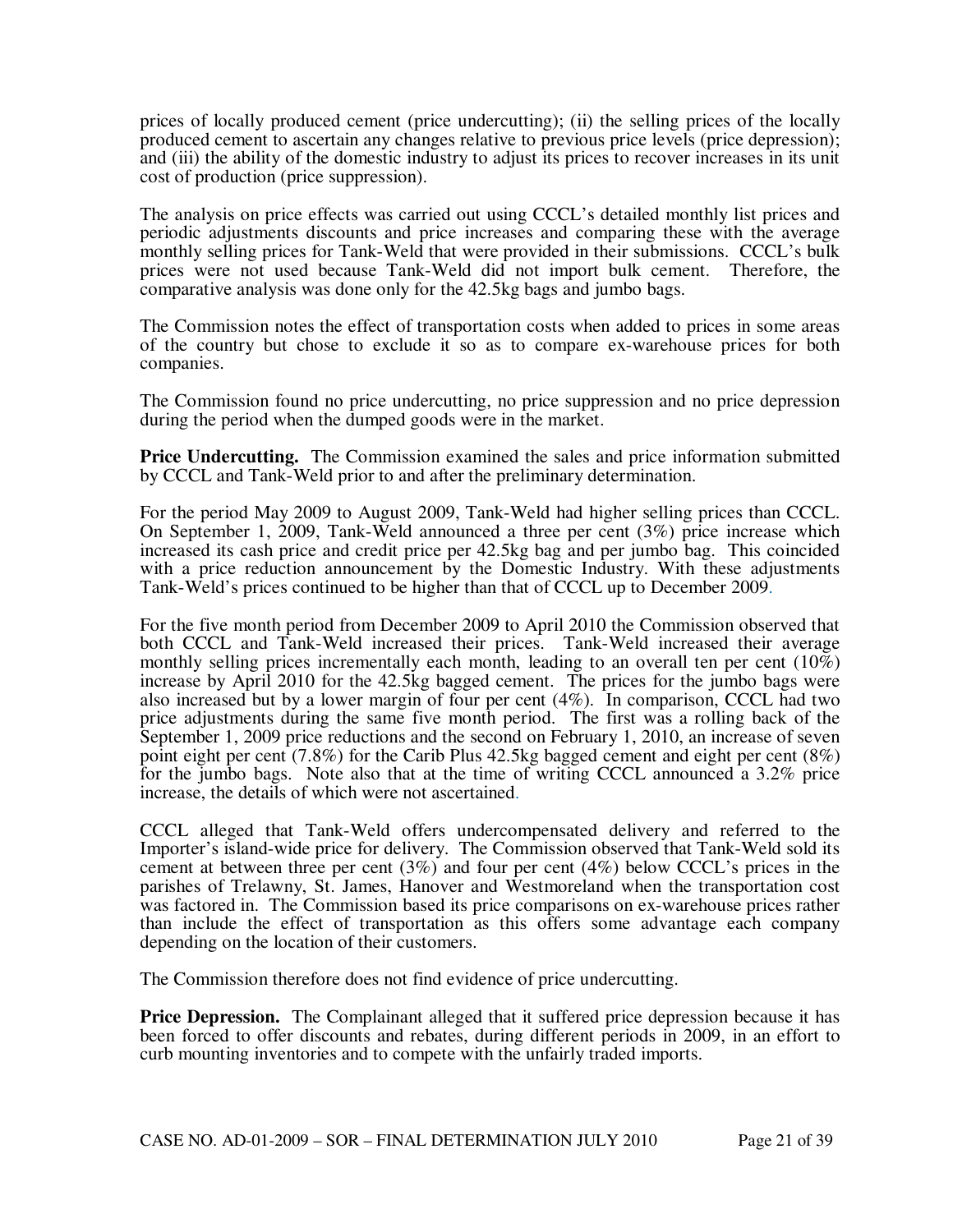prices of locally produced cement (price undercutting); (ii) the selling prices of the locally produced cement to ascertain any changes relative to previous price levels (price depression); and (iii) the ability of the domestic industry to adjust its prices to recover increases in its unit cost of production (price suppression).

The analysis on price effects was carried out using CCCL's detailed monthly list prices and periodic adjustments discounts and price increases and comparing these with the average monthly selling prices for Tank-Weld that were provided in their submissions. CCCL's bulk prices were not used because Tank-Weld did not import bulk cement. Therefore, the comparative analysis was done only for the 42.5kg bags and jumbo bags.

The Commission notes the effect of transportation costs when added to prices in some areas of the country but chose to exclude it so as to compare ex-warehouse prices for both companies.

The Commission found no price undercutting, no price suppression and no price depression during the period when the dumped goods were in the market.

**Price Undercutting.** The Commission examined the sales and price information submitted by CCCL and Tank-Weld prior to and after the preliminary determination.

For the period May 2009 to August 2009, Tank-Weld had higher selling prices than CCCL. On September 1, 2009, Tank-Weld announced a three per cent (3%) price increase which increased its cash price and credit price per 42.5kg bag and per jumbo bag. This coincided with a price reduction announcement by the Domestic Industry. With these adjustments Tank-Weld's prices continued to be higher than that of CCCL up to December 2009.

For the five month period from December 2009 to April 2010 the Commission observed that both CCCL and Tank-Weld increased their prices. Tank-Weld increased their average monthly selling prices incrementally each month, leading to an overall ten per cent (10%) increase by April 2010 for the 42.5kg bagged cement. The prices for the jumbo bags were also increased but by a lower margin of four per cent (4%). In comparison, CCCL had two price adjustments during the same five month period. The first was a rolling back of the September 1, 2009 price reductions and the second on February 1, 2010, an increase of seven point eight per cent (7.8%) for the Carib Plus 42.5kg bagged cement and eight per cent (8%) for the jumbo bags. Note also that at the time of writing CCCL announced a 3.2% price increase, the details of which were not ascertained.

CCCL alleged that Tank-Weld offers undercompensated delivery and referred to the Importer's island-wide price for delivery. The Commission observed that Tank-Weld sold its cement at between three per cent (3%) and four per cent (4%) below CCCL's prices in the parishes of Trelawny, St. James, Hanover and Westmoreland when the transportation cost was factored in. The Commission based its price comparisons on ex-warehouse prices rather than include the effect of transportation as this offers some advantage each company depending on the location of their customers.

The Commission therefore does not find evidence of price undercutting.

**Price Depression.** The Complainant alleged that it suffered price depression because it has been forced to offer discounts and rebates, during different periods in 2009, in an effort to curb mounting inventories and to compete with the unfairly traded imports.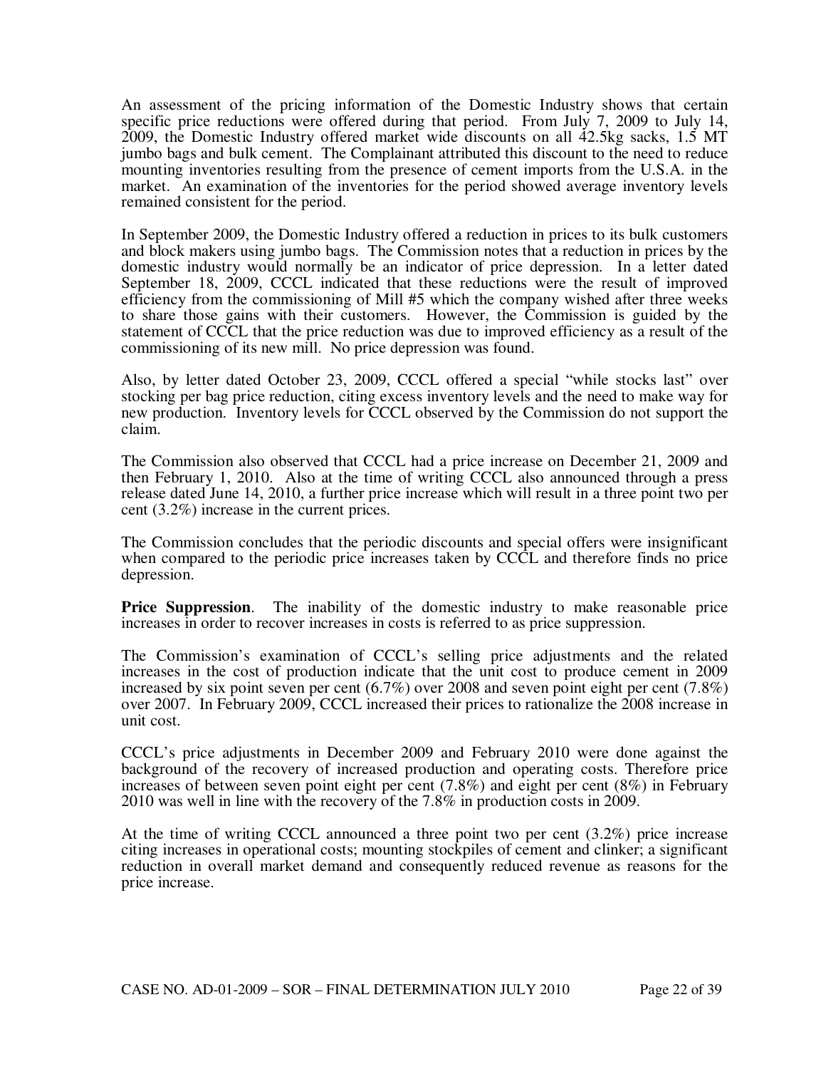An assessment of the pricing information of the Domestic Industry shows that certain specific price reductions were offered during that period. From July 7, 2009 to July 14, 2009, the Domestic Industry offered market wide discounts on all 42.5kg sacks, 1.5 MT jumbo bags and bulk cement. The Complainant attributed this discount to the need to reduce mounting inventories resulting from the presence of cement imports from the U.S.A. in the market. An examination of the inventories for the period showed average inventory levels remained consistent for the period.

In September 2009, the Domestic Industry offered a reduction in prices to its bulk customers and block makers using jumbo bags. The Commission notes that a reduction in prices by the domestic industry would normally be an indicator of price depression. In a letter dated September 18, 2009, CCCL indicated that these reductions were the result of improved efficiency from the commissioning of Mill #5 which the company wished after three weeks to share those gains with their customers. However, the Commission is guided by the statement of CCCL that the price reduction was due to improved efficiency as a result of the commissioning of its new mill. No price depression was found.

Also, by letter dated October 23, 2009, CCCL offered a special "while stocks last" over stocking per bag price reduction, citing excess inventory levels and the need to make way for new production. Inventory levels for CCCL observed by the Commission do not support the claim.

The Commission also observed that CCCL had a price increase on December 21, 2009 and then February 1, 2010. Also at the time of writing CCCL also announced through a press release dated June 14, 2010, a further price increase which will result in a three point two per cent (3.2%) increase in the current prices.

The Commission concludes that the periodic discounts and special offers were insignificant when compared to the periodic price increases taken by CCCL and therefore finds no price depression.

**Price Suppression**. The inability of the domestic industry to make reasonable price increases in order to recover increases in costs is referred to as price suppression.

The Commission's examination of CCCL's selling price adjustments and the related increases in the cost of production indicate that the unit cost to produce cement in 2009 increased by six point seven per cent (6.7%) over 2008 and seven point eight per cent (7.8%) over 2007. In February 2009, CCCL increased their prices to rationalize the 2008 increase in unit cost.

CCCL's price adjustments in December 2009 and February 2010 were done against the background of the recovery of increased production and operating costs. Therefore price increases of between seven point eight per cent (7.8%) and eight per cent (8%) in February 2010 was well in line with the recovery of the 7.8% in production costs in 2009.

At the time of writing CCCL announced a three point two per cent (3.2%) price increase citing increases in operational costs; mounting stockpiles of cement and clinker; a significant reduction in overall market demand and consequently reduced revenue as reasons for the price increase.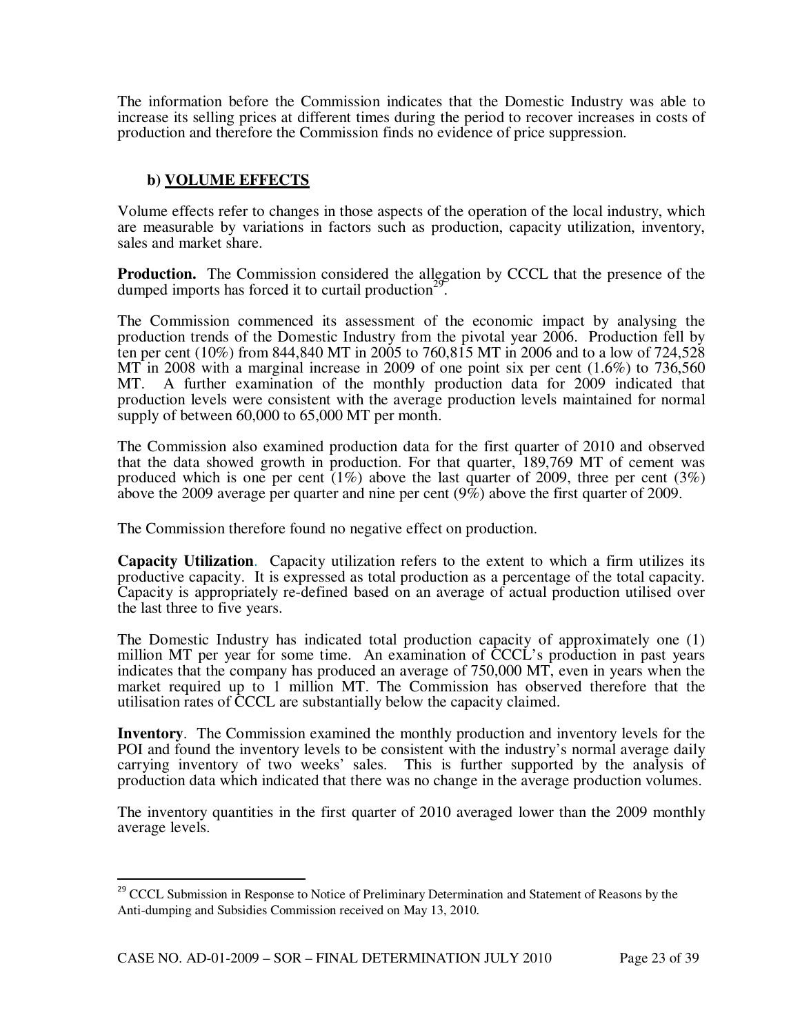The information before the Commission indicates that the Domestic Industry was able to increase its selling prices at different times during the period to recover increases in costs of production and therefore the Commission finds no evidence of price suppression.

### b) VOLUME EFFECTS

Volume effects refer to changes in those aspects of the operation of the local industry, which are measurable by variations in factors such as production, capacity utilization, inventory, sales and market share.

**Production.** The Commission considered the allegation by CCCL that the presence of the dumped imports has forced it to curtail production[29].

The Commission commenced its assessment of the economic impact by analysing the production trends of the Domestic Industry from the pivotal year 2006. Production fell by ten per cent (10%) from 844,840 MT in 2005 to 760,815 MT in 2006 and to a low of 724,528 MT in 2008 with a marginal increase in 2009 of one point six per cent (1.6%) to 736,560 MT. A further examination of the monthly production data for 2009 indicated that production levels were consistent with the average production levels maintained for normal supply of between 60,000 to 65,000 MT per month.

The Commission also examined production data for the first quarter of 2010 and observed that the data showed growth in production. For that quarter, 189,769 MT of cement was produced which is one per cent (1%) above the last quarter of 2009, three per cent (3%) above the 2009 average per quarter and nine per cent (9%) above the first quarter of 2009.

The Commission therefore found no negative effect on production.

**Capacity Utilization**. Capacity utilization refers to the extent to which a firm utilizes its productive capacity. It is expressed as total production as a percentage of the total capacity. Capacity is appropriately re-defined based on an average of actual production utilised over the last three to five years.

The Domestic Industry has indicated total production capacity of approximately one (1) million MT per year for some time. An examination of CCCL's production in past years indicates that the company has produced an average of 750,000 MT, even in years when the market required up to 1 million MT. The Commission has observed therefore that the utilisation rates of CCCL are substantially below the capacity claimed.

**Inventory**. The Commission examined the monthly production and inventory levels for the POI and found the inventory levels to be consistent with the industry's normal average daily carrying inventory of two weeks' sales. This is further supported by the analysis of production data which indicated that there was no change in the average production volumes.

The inventory quantities in the first quarter of 2010 averaged lower than the 2009 monthly average levels.

---

[29] CCCL Submission in Response to Notice of Preliminary Determination and Statement of Reasons by the Anti-dumping and Subsidies Commission received on May 13, 2010.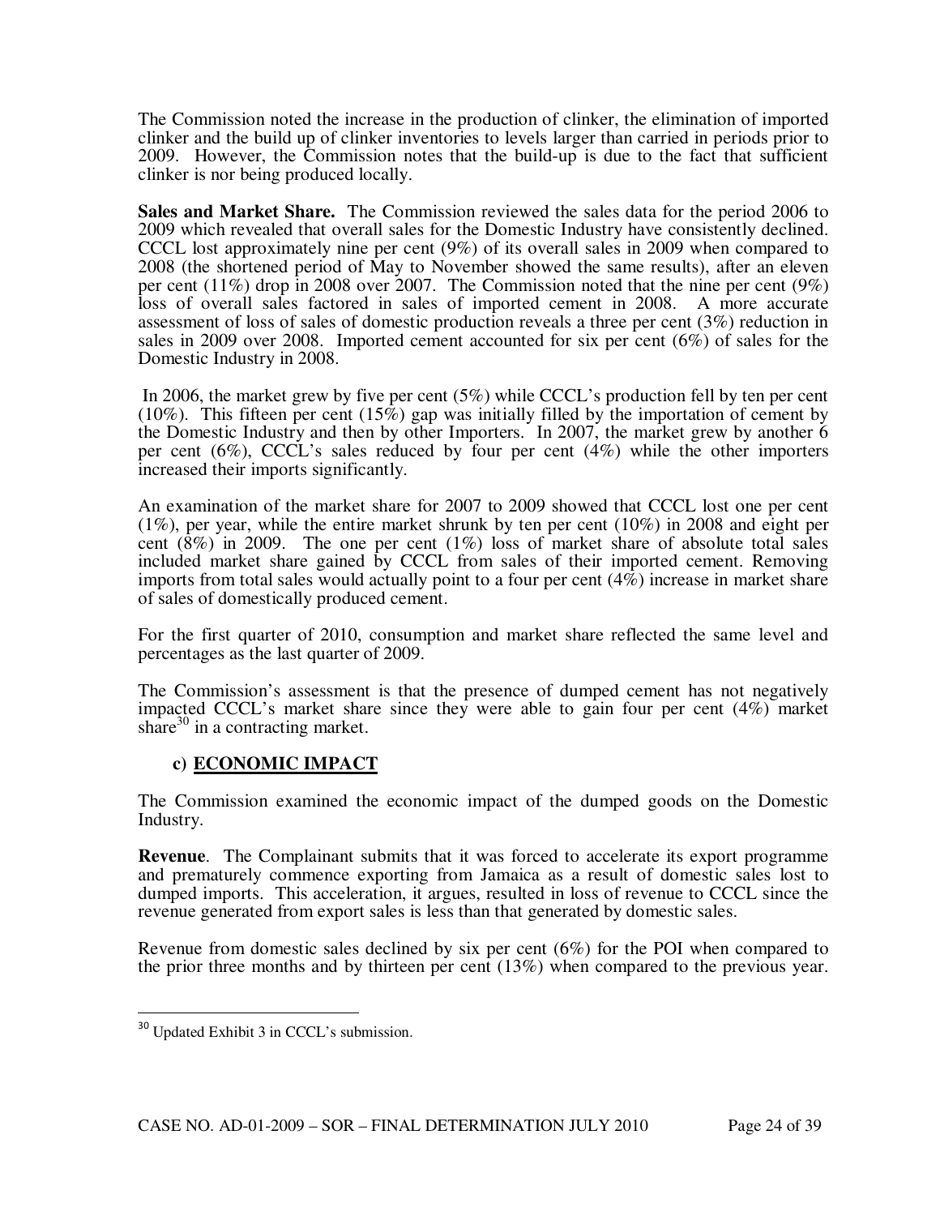The Commission noted the increase in the production of clinker, the elimination of imported clinker and the build up of clinker inventories to levels larger than carried in periods prior to 2009. However, the Commission notes that the build-up is due to the fact that sufficient clinker is nor being produced locally.

**Sales and Market Share.** The Commission reviewed the sales data for the period 2006 to 2009 which revealed that overall sales for the Domestic Industry have consistently declined. CCCL lost approximately nine per cent (9%) of its overall sales in 2009 when compared to 2008 (the shortened period of May to November showed the same results), after an eleven per cent (11%) drop in 2008 over 2007. The Commission noted that the nine per cent (9%) loss of overall sales factored in sales of imported cement in 2008. A more accurate assessment of loss of sales of domestic production reveals a three per cent (3%) reduction in sales in 2009 over 2008. Imported cement accounted for six per cent (6%) of sales for the Domestic Industry in 2008.

In 2006, the market grew by five per cent (5%) while CCCL's production fell by ten per cent (10%). This fifteen per cent (15%) gap was initially filled by the importation of cement by the Domestic Industry and then by other Importers. In 2007, the market grew by another 6 per cent (6%), CCCL's sales reduced by four per cent (4%) while the other importers increased their imports significantly.

An examination of the market share for 2007 to 2009 showed that CCCL lost one per cent (1%), per year, while the entire market shrunk by ten per cent (10%) in 2008 and eight per cent (8%) in 2009. The one per cent (1%) loss of market share of absolute total sales included market share gained by CCCL from sales of their imported cement. Removing imports from total sales would actually point to a four per cent (4%) increase in market share of sales of domestically produced cement.

For the first quarter of 2010, consumption and market share reflected the same level and percentages as the last quarter of 2009.

The Commission's assessment is that the presence of dumped cement has not negatively impacted CCCL's market share since they were able to gain four per cent (4%) market share[30] in a contracting market.

### c) ECONOMIC IMPACT

The Commission examined the economic impact of the dumped goods on the Domestic Industry.

**Revenue**. The Complainant submits that it was forced to accelerate its export programme and prematurely commence exporting from Jamaica as a result of domestic sales lost to dumped imports. This acceleration, it argues, resulted in loss of revenue to CCCL since the revenue generated from export sales is less than that generated by domestic sales.

Revenue from domestic sales declined by six per cent (6%) for the POI when compared to the prior three months and by thirteen per cent (13%) when compared to the previous year.

---

[30] Updated Exhibit 3 in CCCL's submission.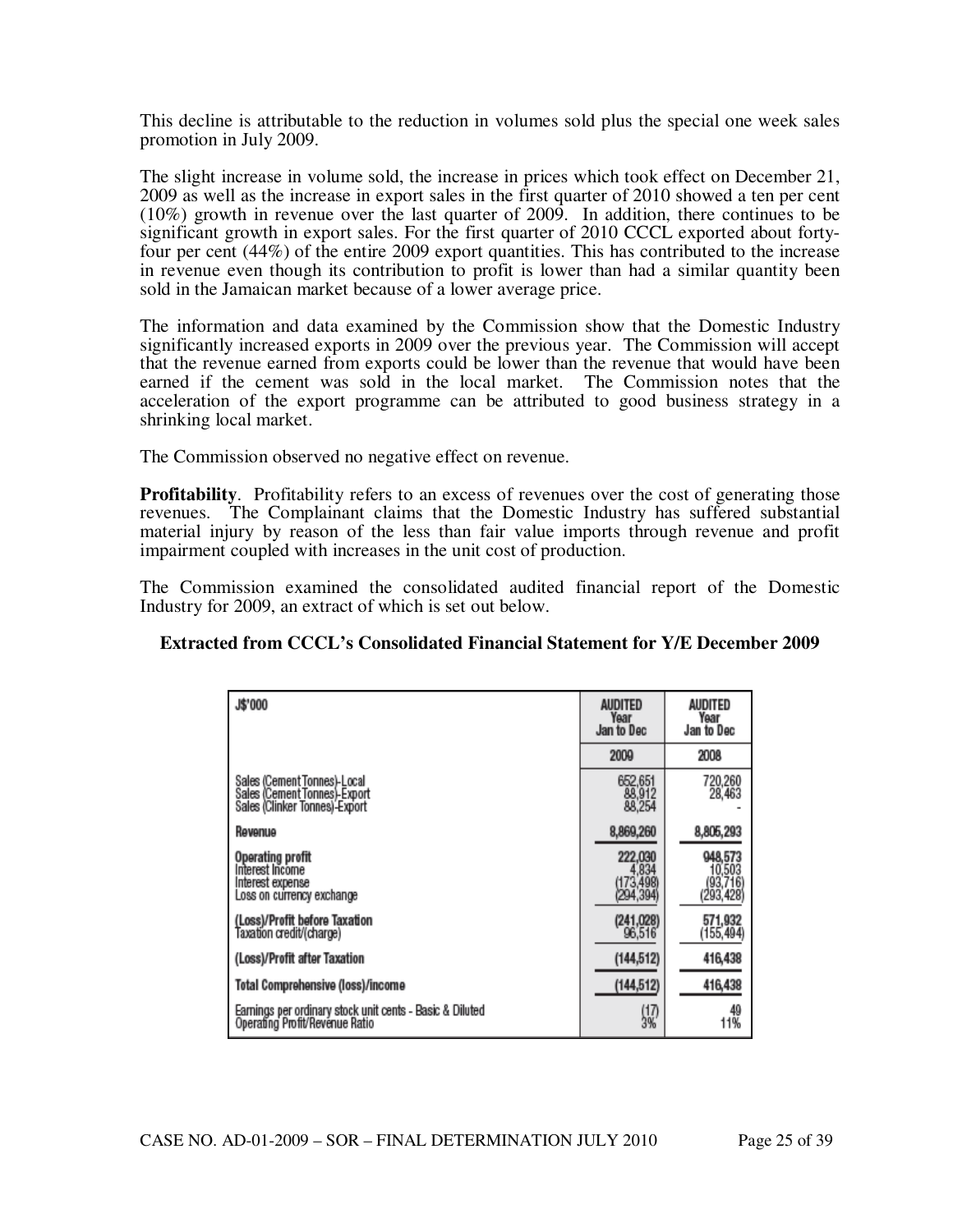This decline is attributable to the reduction in volumes sold plus the special one week sales promotion in July 2009.

The slight increase in volume sold, the increase in prices which took effect on December 21, 2009 as well as the increase in export sales in the first quarter of 2010 showed a ten per cent (10%) growth in revenue over the last quarter of 2009. In addition, there continues to be significant growth in export sales. For the first quarter of 2010 CCCL exported about forty-four per cent (44%) of the entire 2009 export quantities. This has contributed to the increase in revenue even though its contribution to profit is lower than had a similar quantity been sold in the Jamaican market because of a lower average price.

The information and data examined by the Commission show that the Domestic Industry significantly increased exports in 2009 over the previous year. The Commission will accept that the revenue earned from exports could be lower than the revenue that would have been earned if the cement was sold in the local market. The Commission notes that the acceleration of the export programme can be attributed to good business strategy in a shrinking local market.

The Commission observed no negative effect on revenue.

**Profitability**. Profitability refers to an excess of revenues over the cost of generating those revenues. The Complainant claims that the Domestic Industry has suffered substantial material injury by reason of the less than fair value imports through revenue and profit impairment coupled with increases in the unit cost of production.

The Commission examined the consolidated audited financial report of the Domestic Industry for 2009, an extract of which is set out below.

**Extracted from CCCL's Consolidated Financial Statement for Y/E December 2009**

| J$'000 | AUDITED Year Jan to Dec | AUDITED Year Jan to Dec |
|---|---|---|
| | 2009 | 2008 |
| Sales (Cement Tonnes)-Local | 652,651 | 720,260 |
| Sales (Cement Tonnes)-Export | 88,912 | 28,463 |
| Sales (Clinker Tonnes)-Export | 88,254 | - |
| **Revenue** | 8,869,260 | 8,805,293 |
| **Operating profit** | 222,030 | 948,573 |
| Interest Income | 4,834 | 10,503 |
| Interest expense | (173,498) | (93,716) |
| Loss on currency exchange | (294,394) | (293,428) |
| **(Loss)/Profit before Taxation** | (241,028) | 571,932 |
| Taxation credit/(charge) | 96,516 | (155,494) |
| **(Loss)/Profit after Taxation** | (144,512) | 416,438 |
| **Total Comprehensive (loss)/income** | (144,512) | 416,438 |
| Earnings per ordinary stock unit cents - Basic & Diluted | (17) | 49 |
| Operating Profit/Revenue Ratio | 3% | 11% |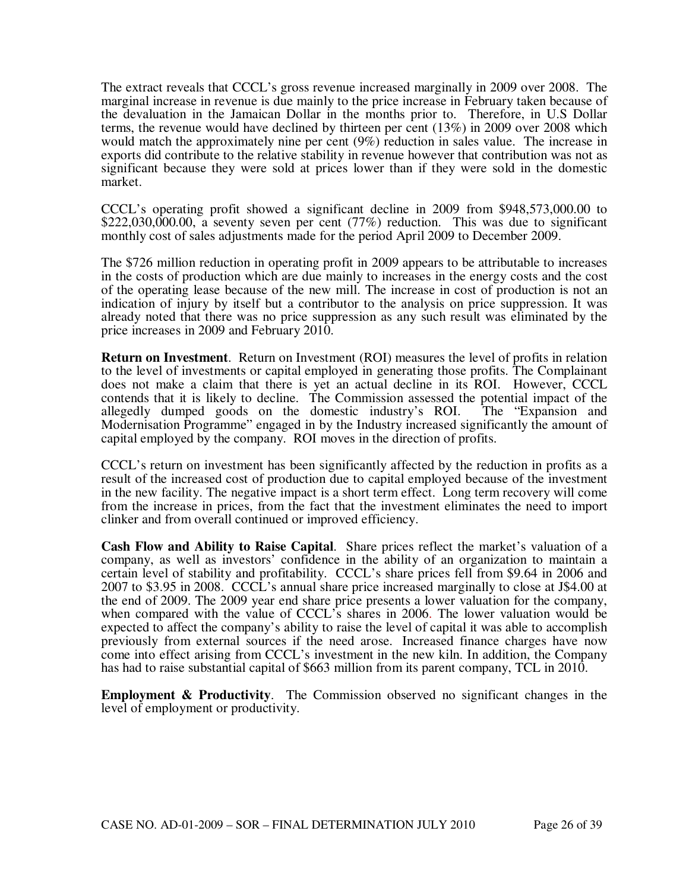The extract reveals that CCCL's gross revenue increased marginally in 2009 over 2008. The marginal increase in revenue is due mainly to the price increase in February taken because of the devaluation in the Jamaican Dollar in the months prior to. Therefore, in U.S Dollar terms, the revenue would have declined by thirteen per cent (13%) in 2009 over 2008 which would match the approximately nine per cent (9%) reduction in sales value. The increase in exports did contribute to the relative stability in revenue however that contribution was not as significant because they were sold at prices lower than if they were sold in the domestic market.

CCCL's operating profit showed a significant decline in 2009 from $948,573,000.00 to $222,030,000.00, a seventy seven per cent (77%) reduction. This was due to significant monthly cost of sales adjustments made for the period April 2009 to December 2009.

The $726 million reduction in operating profit in 2009 appears to be attributable to increases in the costs of production which are due mainly to increases in the energy costs and the cost of the operating lease because of the new mill. The increase in cost of production is not an indication of injury by itself but a contributor to the analysis on price suppression. It was already noted that there was no price suppression as any such result was eliminated by the price increases in 2009 and February 2010.

**Return on Investment**. Return on Investment (ROI) measures the level of profits in relation to the level of investments or capital employed in generating those profits. The Complainant does not make a claim that there is yet an actual decline in its ROI. However, CCCL contends that it is likely to decline. The Commission assessed the potential impact of the allegedly dumped goods on the domestic industry's ROI. The "Expansion and Modernisation Programme" engaged in by the Industry increased significantly the amount of capital employed by the company. ROI moves in the direction of profits.

CCCL's return on investment has been significantly affected by the reduction in profits as a result of the increased cost of production due to capital employed because of the investment in the new facility. The negative impact is a short term effect. Long term recovery will come from the increase in prices, from the fact that the investment eliminates the need to import clinker and from overall continued or improved efficiency.

**Cash Flow and Ability to Raise Capital**. Share prices reflect the market's valuation of a company, as well as investors' confidence in the ability of an organization to maintain a certain level of stability and profitability. CCCL's share prices fell from $9.64 in 2006 and 2007 to $3.95 in 2008. CCCL's annual share price increased marginally to close at J$4.00 at the end of 2009. The 2009 year end share price presents a lower valuation for the company, when compared with the value of CCCL's shares in 2006. The lower valuation would be expected to affect the company's ability to raise the level of capital it was able to accomplish previously from external sources if the need arose. Increased finance charges have now come into effect arising from CCCL's investment in the new kiln. In addition, the Company has had to raise substantial capital of $663 million from its parent company, TCL in 2010.

**Employment & Productivity**. The Commission observed no significant changes in the level of employment or productivity.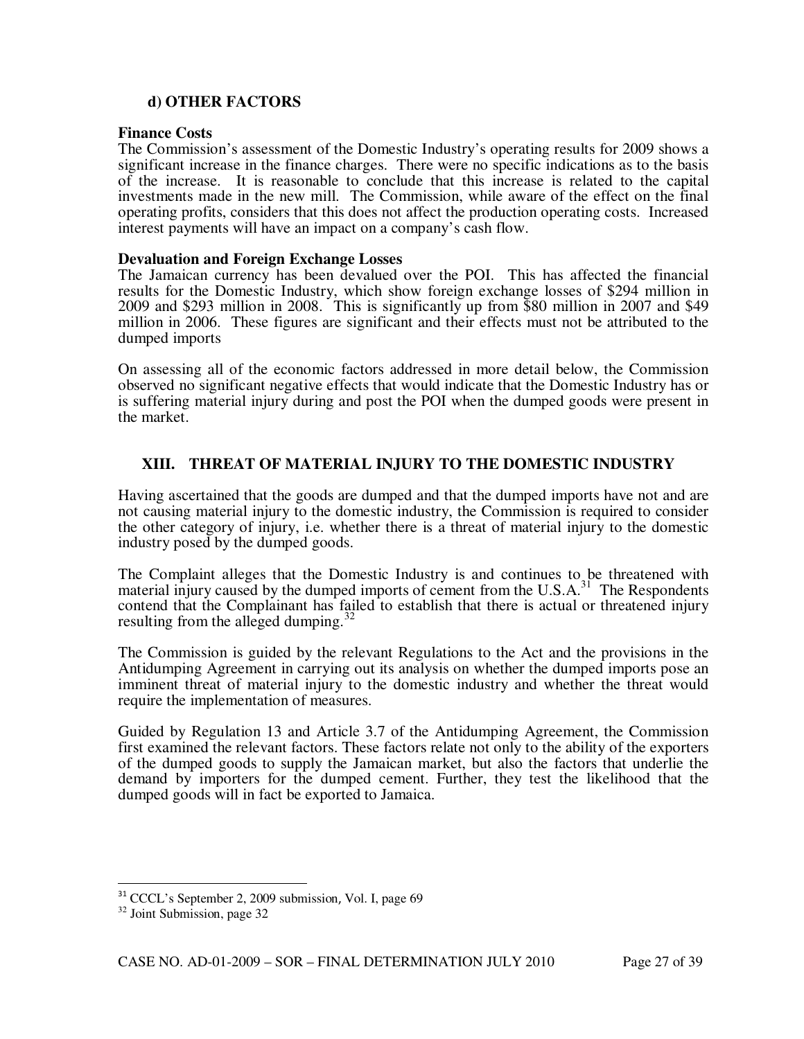### d) OTHER FACTORS

**Finance Costs**

The Commission's assessment of the Domestic Industry's operating results for 2009 shows a significant increase in the finance charges. There were no specific indications as to the basis of the increase. It is reasonable to conclude that this increase is related to the capital investments made in the new mill. The Commission, while aware of the effect on the final operating profits, considers that this does not affect the production operating costs. Increased interest payments will have an impact on a company's cash flow.

**Devaluation and Foreign Exchange Losses**

The Jamaican currency has been devalued over the POI. This has affected the financial results for the Domestic Industry, which show foreign exchange losses of $294 million in 2009 and $293 million in 2008. This is significantly up from $80 million in 2007 and $49 million in 2006. These figures are significant and their effects must not be attributed to the dumped imports

On assessing all of the economic factors addressed in more detail below, the Commission observed no significant negative effects that would indicate that the Domestic Industry has or is suffering material injury during and post the POI when the dumped goods were present in the market.

## XIII. THREAT OF MATERIAL INJURY TO THE DOMESTIC INDUSTRY

Having ascertained that the goods are dumped and that the dumped imports have not and are not causing material injury to the domestic industry, the Commission is required to consider the other category of injury, i.e. whether there is a threat of material injury to the domestic industry posed by the dumped goods.

The Complaint alleges that the Domestic Industry is and continues to be threatened with material injury caused by the dumped imports of cement from the U.S.A.[31] The Respondents contend that the Complainant has failed to establish that there is actual or threatened injury resulting from the alleged dumping.[32]

The Commission is guided by the relevant Regulations to the Act and the provisions in the Antidumping Agreement in carrying out its analysis on whether the dumped imports pose an imminent threat of material injury to the domestic industry and whether the threat would require the implementation of measures.

Guided by Regulation 13 and Article 3.7 of the Antidumping Agreement, the Commission first examined the relevant factors. These factors relate not only to the ability of the exporters of the dumped goods to supply the Jamaican market, but also the factors that underlie the demand by importers for the dumped cement. Further, they test the likelihood that the dumped goods will in fact be exported to Jamaica.

---

[31] CCCL's September 2, 2009 submission, Vol. I, page 69

[32] Joint Submission, page 32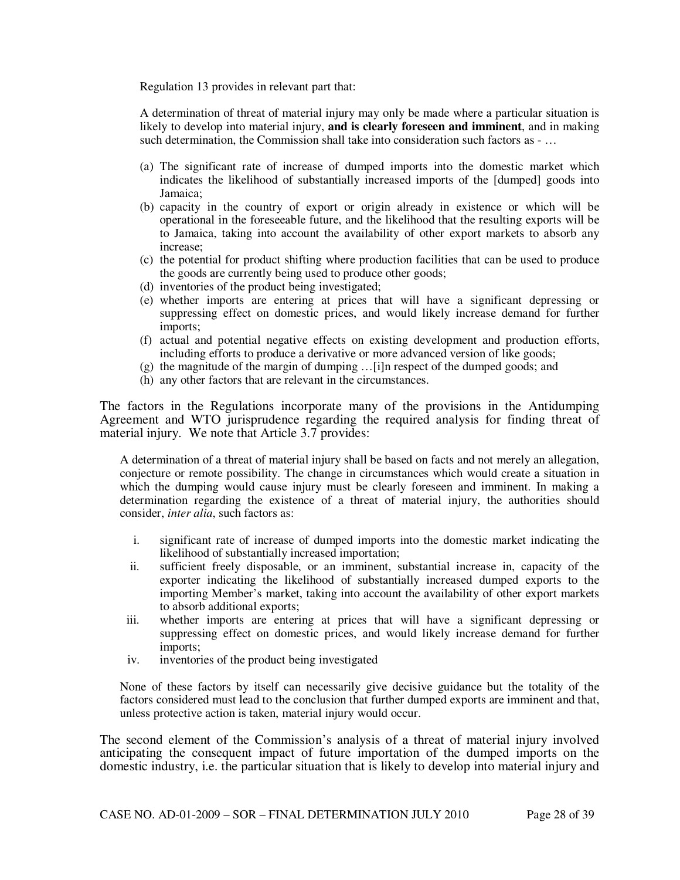Regulation 13 provides in relevant part that:

> A determination of threat of material injury may only be made where a particular situation is likely to develop into material injury, **and is clearly foreseen and imminent**, and in making such determination, the Commission shall take into consideration such factors as - …
>
> (a) The significant rate of increase of dumped imports into the domestic market which indicates the likelihood of substantially increased imports of the [dumped] goods into Jamaica;
> (b) capacity in the country of export or origin already in existence or which will be operational in the foreseeable future, and the likelihood that the resulting exports will be to Jamaica, taking into account the availability of other export markets to absorb any increase;
> (c) the potential for product shifting where production facilities that can be used to produce the goods are currently being used to produce other goods;
> (d) inventories of the product being investigated;
> (e) whether imports are entering at prices that will have a significant depressing or suppressing effect on domestic prices, and would likely increase demand for further imports;
> (f) actual and potential negative effects on existing development and production efforts, including efforts to produce a derivative or more advanced version of like goods;
> (g) the magnitude of the margin of dumping …[i]n respect of the dumped goods; and
> (h) any other factors that are relevant in the circumstances.

The factors in the Regulations incorporate many of the provisions in the Antidumping Agreement and WTO jurisprudence regarding the required analysis for finding threat of material injury. We note that Article 3.7 provides:

> A determination of a threat of material injury shall be based on facts and not merely an allegation, conjecture or remote possibility. The change in circumstances which would create a situation in which the dumping would cause injury must be clearly foreseen and imminent. In making a determination regarding the existence of a threat of material injury, the authorities should consider, *inter alia*, such factors as:
>
> i. significant rate of increase of dumped imports into the domestic market indicating the likelihood of substantially increased importation;
> ii. sufficient freely disposable, or an imminent, substantial increase in, capacity of the exporter indicating the likelihood of substantially increased dumped exports to the importing Member's market, taking into account the availability of other export markets to absorb additional exports;
> iii. whether imports are entering at prices that will have a significant depressing or suppressing effect on domestic prices, and would likely increase demand for further imports;
> iv. inventories of the product being investigated
>
> None of these factors by itself can necessarily give decisive guidance but the totality of the factors considered must lead to the conclusion that further dumped exports are imminent and that, unless protective action is taken, material injury would occur.

The second element of the Commission's analysis of a threat of material injury involved anticipating the consequent impact of future importation of the dumped imports on the domestic industry, i.e. the particular situation that is likely to develop into material injury and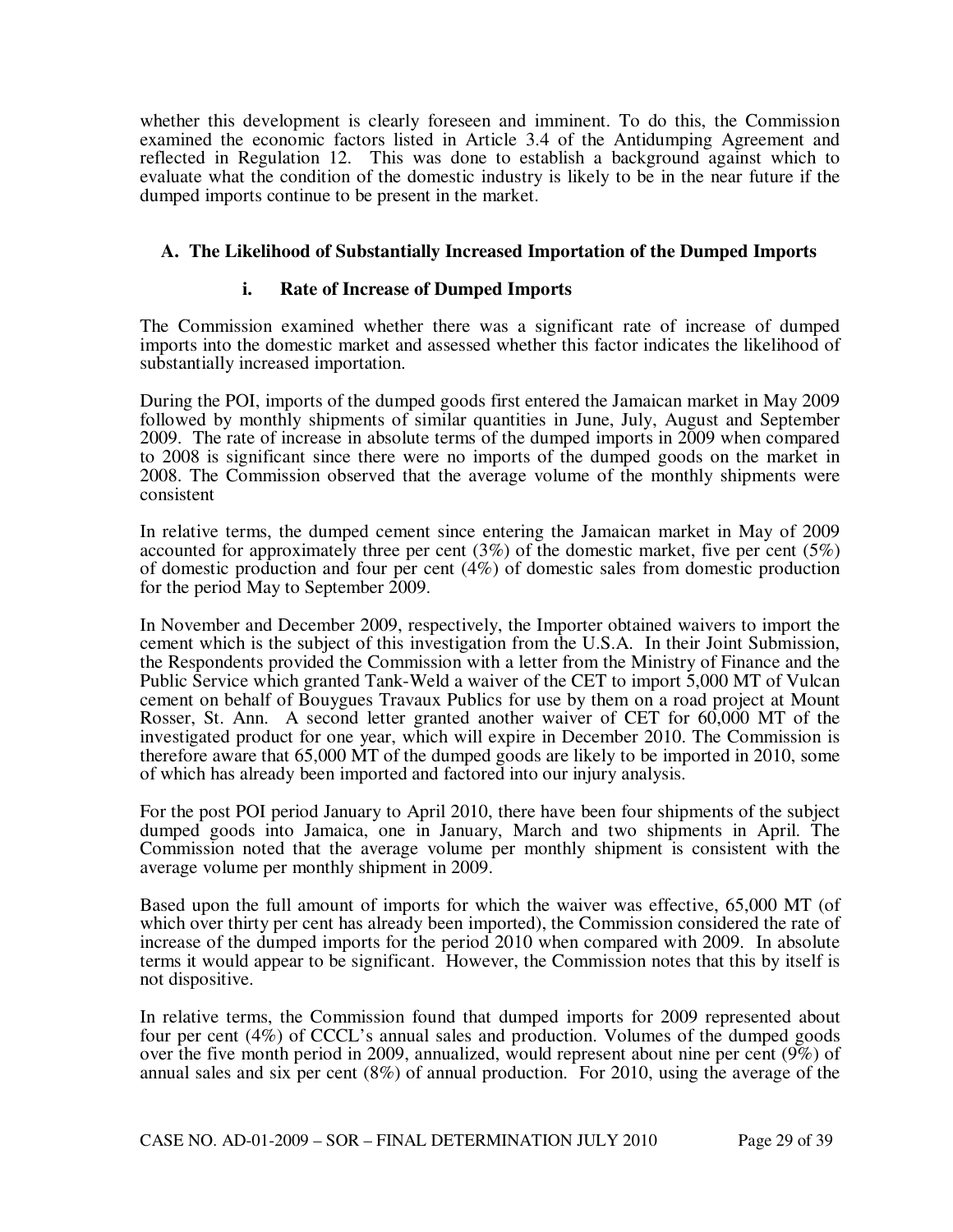whether this development is clearly foreseen and imminent. To do this, the Commission examined the economic factors listed in Article 3.4 of the Antidumping Agreement and reflected in Regulation 12. This was done to establish a background against which to evaluate what the condition of the domestic industry is likely to be in the near future if the dumped imports continue to be present in the market.

## A. The Likelihood of Substantially Increased Importation of the Dumped Imports

### i. Rate of Increase of Dumped Imports

The Commission examined whether there was a significant rate of increase of dumped imports into the domestic market and assessed whether this factor indicates the likelihood of substantially increased importation.

During the POI, imports of the dumped goods first entered the Jamaican market in May 2009 followed by monthly shipments of similar quantities in June, July, August and September 2009. The rate of increase in absolute terms of the dumped imports in 2009 when compared to 2008 is significant since there were no imports of the dumped goods on the market in 2008. The Commission observed that the average volume of the monthly shipments were consistent

In relative terms, the dumped cement since entering the Jamaican market in May of 2009 accounted for approximately three per cent (3%) of the domestic market, five per cent (5%) of domestic production and four per cent (4%) of domestic sales from domestic production for the period May to September 2009.

In November and December 2009, respectively, the Importer obtained waivers to import the cement which is the subject of this investigation from the U.S.A. In their Joint Submission, the Respondents provided the Commission with a letter from the Ministry of Finance and the Public Service which granted Tank-Weld a waiver of the CET to import 5,000 MT of Vulcan cement on behalf of Bouygues Travaux Publics for use by them on a road project at Mount Rosser, St. Ann. A second letter granted another waiver of CET for 60,000 MT of the investigated product for one year, which will expire in December 2010. The Commission is therefore aware that 65,000 MT of the dumped goods are likely to be imported in 2010, some of which has already been imported and factored into our injury analysis.

For the post POI period January to April 2010, there have been four shipments of the subject dumped goods into Jamaica, one in January, March and two shipments in April. The Commission noted that the average volume per monthly shipment is consistent with the average volume per monthly shipment in 2009.

Based upon the full amount of imports for which the waiver was effective, 65,000 MT (of which over thirty per cent has already been imported), the Commission considered the rate of increase of the dumped imports for the period 2010 when compared with 2009. In absolute terms it would appear to be significant. However, the Commission notes that this by itself is not dispositive.

In relative terms, the Commission found that dumped imports for 2009 represented about four per cent (4%) of CCCL's annual sales and production. Volumes of the dumped goods over the five month period in 2009, annualized, would represent about nine per cent (9%) of annual sales and six per cent (8%) of annual production. For 2010, using the average of the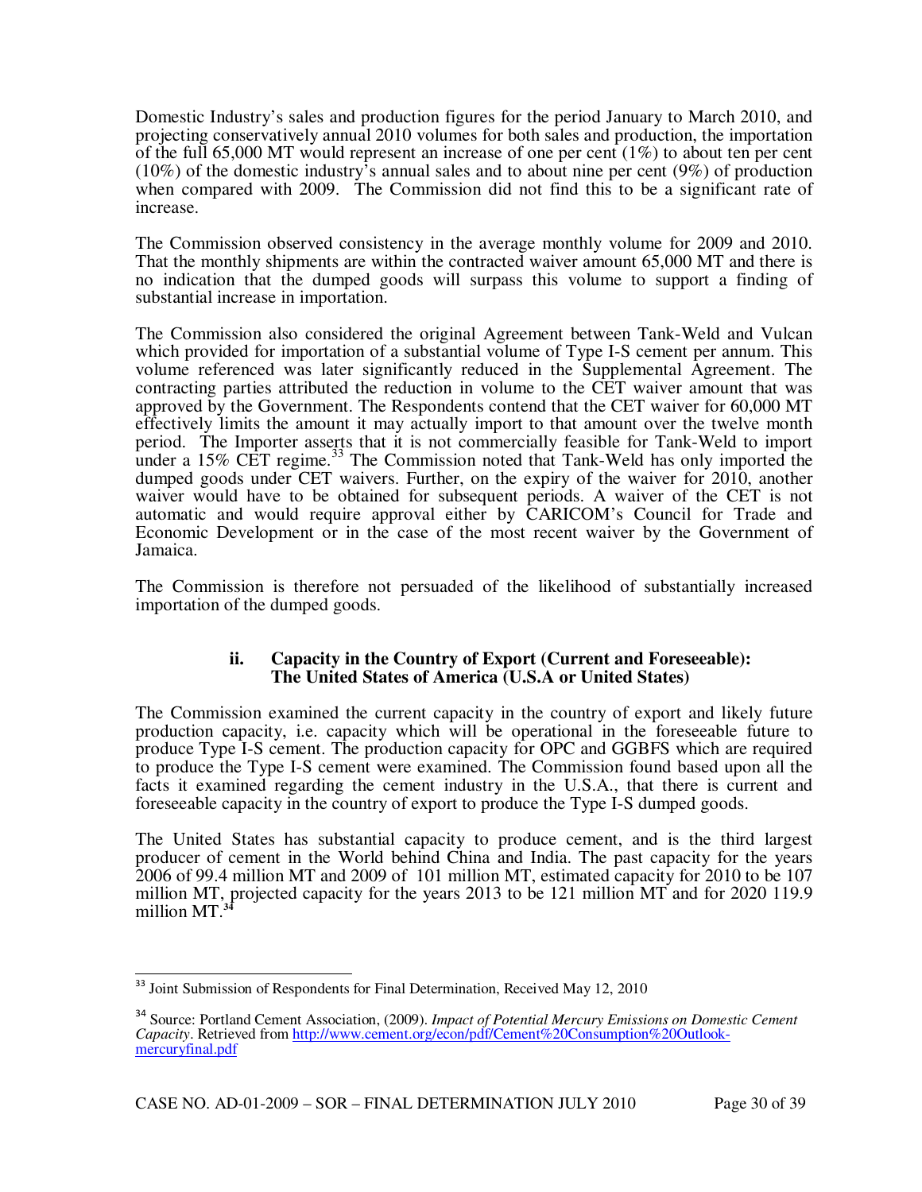Domestic Industry's sales and production figures for the period January to March 2010, and projecting conservatively annual 2010 volumes for both sales and production, the importation of the full 65,000 MT would represent an increase of one per cent (1%) to about ten per cent (10%) of the domestic industry's annual sales and to about nine per cent (9%) of production when compared with 2009. The Commission did not find this to be a significant rate of increase.

The Commission observed consistency in the average monthly volume for 2009 and 2010. That the monthly shipments are within the contracted waiver amount 65,000 MT and there is no indication that the dumped goods will surpass this volume to support a finding of substantial increase in importation.

The Commission also considered the original Agreement between Tank-Weld and Vulcan which provided for importation of a substantial volume of Type I-S cement per annum. This volume referenced was later significantly reduced in the Supplemental Agreement. The contracting parties attributed the reduction in volume to the CET waiver amount that was approved by the Government. The Respondents contend that the CET waiver for 60,000 MT effectively limits the amount it may actually import to that amount over the twelve month period. The Importer asserts that it is not commercially feasible for Tank-Weld to import under a 15% CET regime.[33] The Commission noted that Tank-Weld has only imported the dumped goods under CET waivers. Further, on the expiry of the waiver for 2010, another waiver would have to be obtained for subsequent periods. A waiver of the CET is not automatic and would require approval either by CARICOM's Council for Trade and Economic Development or in the case of the most recent waiver by the Government of Jamaica.

The Commission is therefore not persuaded of the likelihood of substantially increased importation of the dumped goods.

### ii. Capacity in the Country of Export (Current and Foreseeable): The United States of America (U.S.A or United States)

The Commission examined the current capacity in the country of export and likely future production capacity, i.e. capacity which will be operational in the foreseeable future to produce Type I-S cement. The production capacity for OPC and GGBFS which are required to produce the Type I-S cement were examined. The Commission found based upon all the facts it examined regarding the cement industry in the U.S.A., that there is current and foreseeable capacity in the country of export to produce the Type I-S dumped goods.

The United States has substantial capacity to produce cement, and is the third largest producer of cement in the World behind China and India. The past capacity for the years 2006 of 99.4 million MT and 2009 of 101 million MT, estimated capacity for 2010 to be 107 million MT, projected capacity for the years 2013 to be 121 million MT and for 2020 119.9 million MT.[34]

---

[33] Joint Submission of Respondents for Final Determination, Received May 12, 2010

[34] Source: Portland Cement Association, (2009). *Impact of Potential Mercury Emissions on Domestic Cement Capacity*. Retrieved from http://www.cement.org/econ/pdf/Cement%20Consumption%20Outlook-mercuryfinal.pdf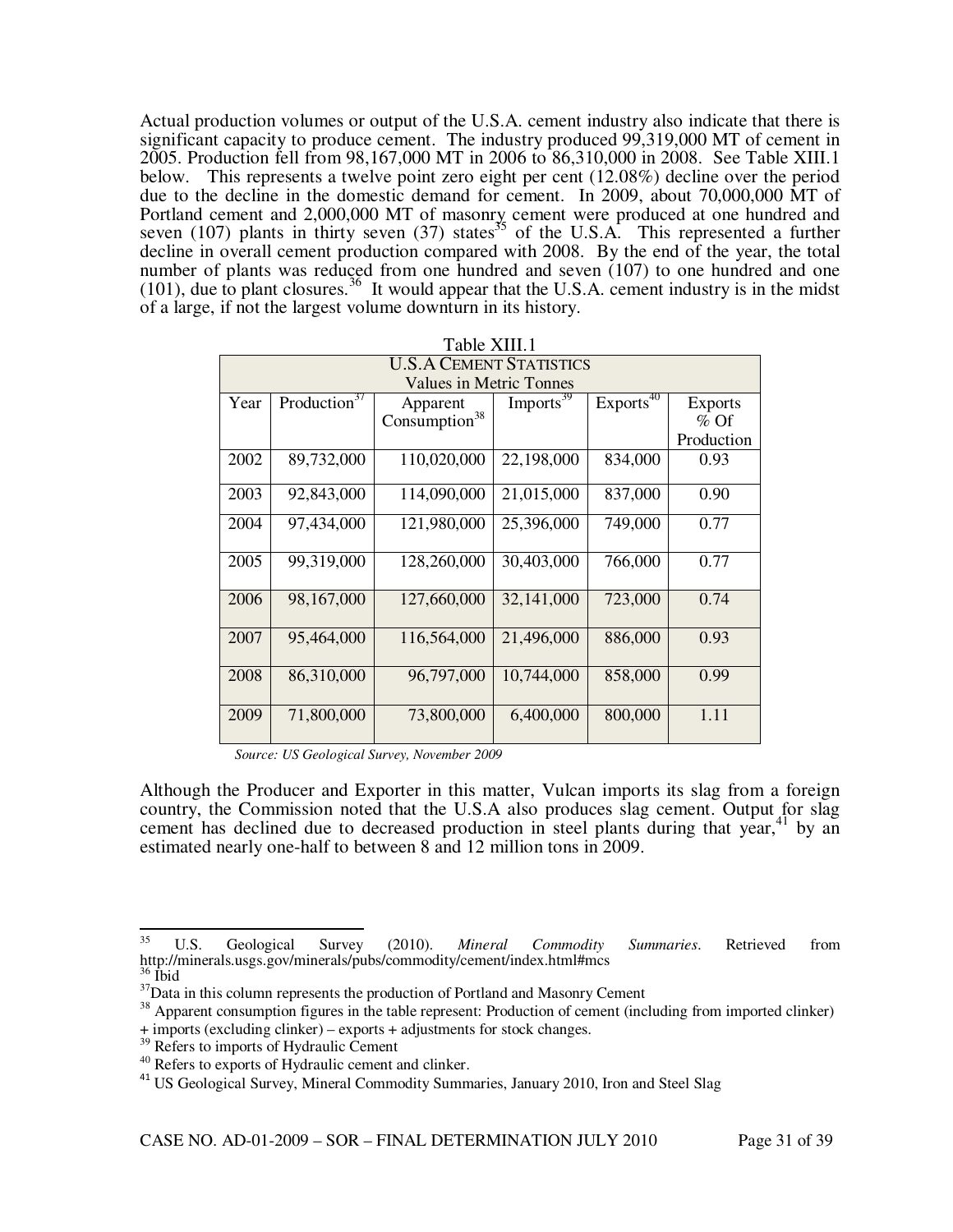Actual production volumes or output of the U.S.A. cement industry also indicate that there is significant capacity to produce cement. The industry produced 99,319,000 MT of cement in 2005. Production fell from 98,167,000 MT in 2006 to 86,310,000 in 2008. See Table XIII.1 below. This represents a twelve point zero eight per cent (12.08%) decline over the period due to the decline in the domestic demand for cement. In 2009, about 70,000,000 MT of Portland cement and 2,000,000 MT of masonry cement were produced at one hundred and seven (107) plants in thirty seven (37) states[35] of the U.S.A. This represented a further decline in overall cement production compared with 2008. By the end of the year, the total number of plants was reduced from one hundred and seven (107) to one hundred and one (101), due to plant closures.[36] It would appear that the U.S.A. cement industry is in the midst of a large, if not the largest volume downturn in its history.

Table XIII.1

U.S.A CEMENT STATISTICS

Values in Metric Tonnes

| Year | Production[37] | Apparent Consumption[38] | Imports[39] | Exports[40] | Exports % Of Production |
|---|---|---|---|---|---|
| 2002 | 89,732,000 | 110,020,000 | 22,198,000 | 834,000 | 0.93 |
| 2003 | 92,843,000 | 114,090,000 | 21,015,000 | 837,000 | 0.90 |
| 2004 | 97,434,000 | 121,980,000 | 25,396,000 | 749,000 | 0.77 |
| 2005 | 99,319,000 | 128,260,000 | 30,403,000 | 766,000 | 0.77 |
| 2006 | 98,167,000 | 127,660,000 | 32,141,000 | 723,000 | 0.74 |
| 2007 | 95,464,000 | 116,564,000 | 21,496,000 | 886,000 | 0.93 |
| 2008 | 86,310,000 | 96,797,000 | 10,744,000 | 858,000 | 0.99 |
| 2009 | 71,800,000 | 73,800,000 | 6,400,000 | 800,000 | 1.11 |

*Source: US Geological Survey, November 2009*

Although the Producer and Exporter in this matter, Vulcan imports its slag from a foreign country, the Commission noted that the U.S.A also produces slag cement. Output for slag cement has declined due to decreased production in steel plants during that year,[41] by an estimated nearly one-half to between 8 and 12 million tons in 2009.

---

[35] U.S. Geological Survey (2010). *Mineral Commodity Summaries*. Retrieved from http://minerals.usgs.gov/minerals/pubs/commodity/cement/index.html#mcs

[36] Ibid

[37] Data in this column represents the production of Portland and Masonry Cement

[38] Apparent consumption figures in the table represent: Production of cement (including from imported clinker) + imports (excluding clinker) – exports + adjustments for stock changes.

[39] Refers to imports of Hydraulic Cement

[40] Refers to exports of Hydraulic cement and clinker.

[41] US Geological Survey, Mineral Commodity Summaries, January 2010, Iron and Steel Slag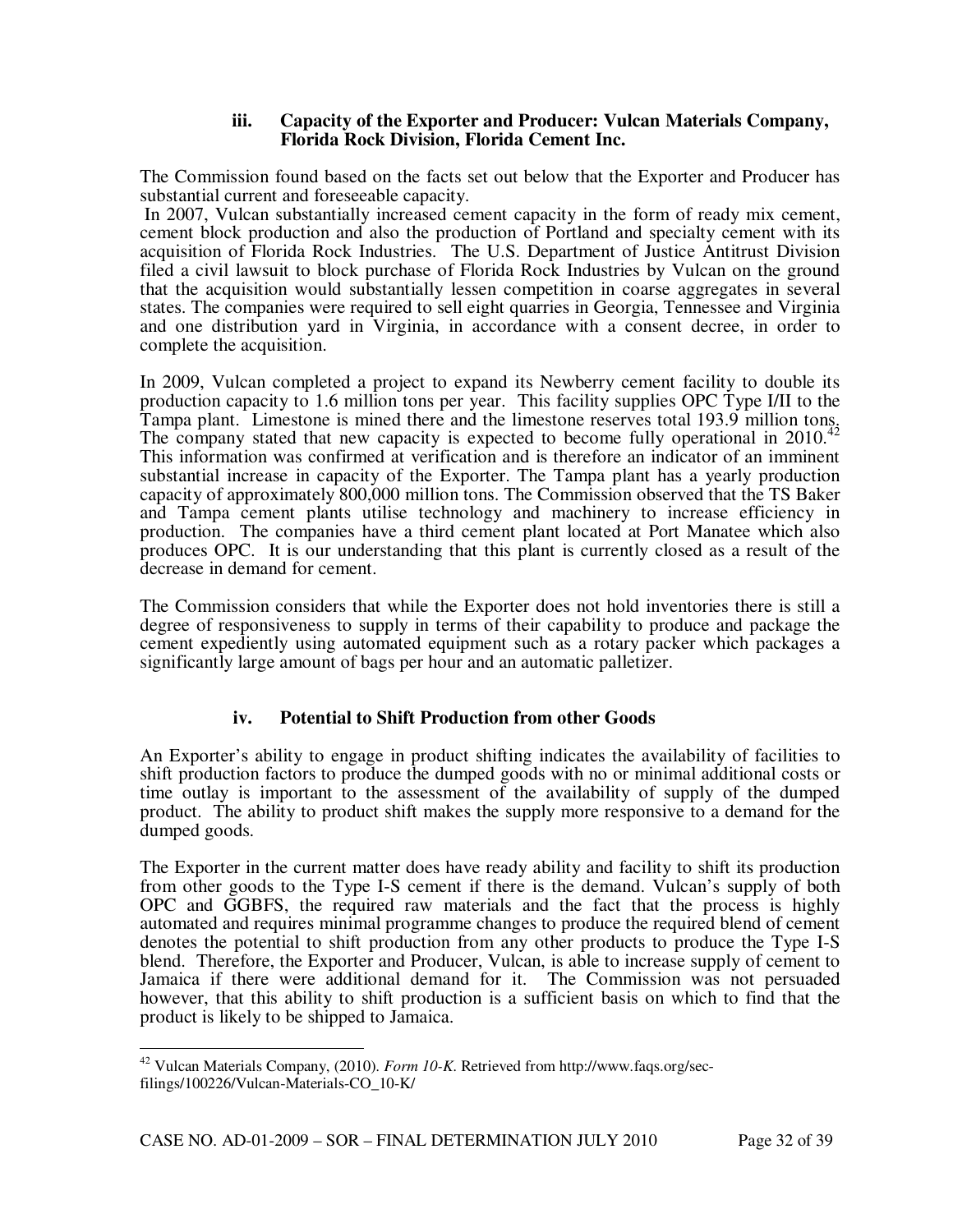### iii. Capacity of the Exporter and Producer: Vulcan Materials Company, Florida Rock Division, Florida Cement Inc.

The Commission found based on the facts set out below that the Exporter and Producer has substantial current and foreseeable capacity.

In 2007, Vulcan substantially increased cement capacity in the form of ready mix cement, cement block production and also the production of Portland and specialty cement with its acquisition of Florida Rock Industries. The U.S. Department of Justice Antitrust Division filed a civil lawsuit to block purchase of Florida Rock Industries by Vulcan on the ground that the acquisition would substantially lessen competition in coarse aggregates in several states. The companies were required to sell eight quarries in Georgia, Tennessee and Virginia and one distribution yard in Virginia, in accordance with a consent decree, in order to complete the acquisition.

In 2009, Vulcan completed a project to expand its Newberry cement facility to double its production capacity to 1.6 million tons per year. This facility supplies OPC Type I/II to the Tampa plant. Limestone is mined there and the limestone reserves total 193.9 million tons. The company stated that new capacity is expected to become fully operational in 2010.[42] This information was confirmed at verification and is therefore an indicator of an imminent substantial increase in capacity of the Exporter. The Tampa plant has a yearly production capacity of approximately 800,000 million tons. The Commission observed that the TS Baker and Tampa cement plants utilise technology and machinery to increase efficiency in production. The companies have a third cement plant located at Port Manatee which also produces OPC. It is our understanding that this plant is currently closed as a result of the decrease in demand for cement.

The Commission considers that while the Exporter does not hold inventories there is still a degree of responsiveness to supply in terms of their capability to produce and package the cement expediently using automated equipment such as a rotary packer which packages a significantly large amount of bags per hour and an automatic palletizer.

### iv. Potential to Shift Production from other Goods

An Exporter's ability to engage in product shifting indicates the availability of facilities to shift production factors to produce the dumped goods with no or minimal additional costs or time outlay is important to the assessment of the availability of supply of the dumped product. The ability to product shift makes the supply more responsive to a demand for the dumped goods.

The Exporter in the current matter does have ready ability and facility to shift its production from other goods to the Type I-S cement if there is the demand. Vulcan's supply of both OPC and GGBFS, the required raw materials and the fact that the process is highly automated and requires minimal programme changes to produce the required blend of cement denotes the potential to shift production from any other products to produce the Type I-S blend. Therefore, the Exporter and Producer, Vulcan, is able to increase supply of cement to Jamaica if there were additional demand for it. The Commission was not persuaded however, that this ability to shift production is a sufficient basis on which to find that the product is likely to be shipped to Jamaica.

---

[42] Vulcan Materials Company, (2010). *Form 10-K*. Retrieved from http://www.faqs.org/sec-filings/100226/Vulcan-Materials-CO_10-K/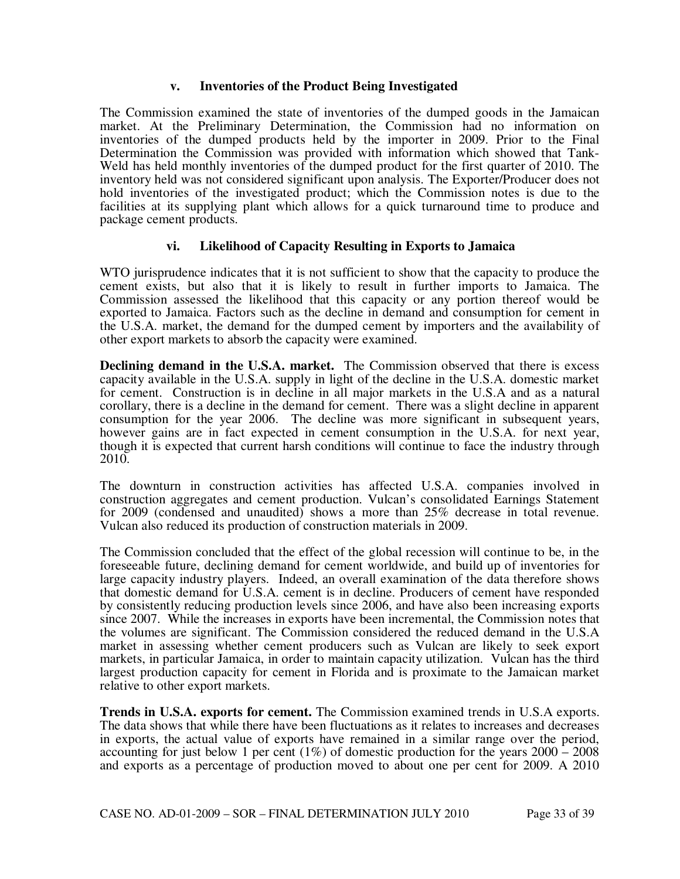### v. Inventories of the Product Being Investigated

The Commission examined the state of inventories of the dumped goods in the Jamaican market. At the Preliminary Determination, the Commission had no information on inventories of the dumped products held by the importer in 2009. Prior to the Final Determination the Commission was provided with information which showed that Tank-Weld has held monthly inventories of the dumped product for the first quarter of 2010. The inventory held was not considered significant upon analysis. The Exporter/Producer does not hold inventories of the investigated product; which the Commission notes is due to the facilities at its supplying plant which allows for a quick turnaround time to produce and package cement products.

### vi. Likelihood of Capacity Resulting in Exports to Jamaica

WTO jurisprudence indicates that it is not sufficient to show that the capacity to produce the cement exists, but also that it is likely to result in further imports to Jamaica. The Commission assessed the likelihood that this capacity or any portion thereof would be exported to Jamaica. Factors such as the decline in demand and consumption for cement in the U.S.A. market, the demand for the dumped cement by importers and the availability of other export markets to absorb the capacity were examined.

**Declining demand in the U.S.A. market.** The Commission observed that there is excess capacity available in the U.S.A. supply in light of the decline in the U.S.A. domestic market for cement. Construction is in decline in all major markets in the U.S.A and as a natural corollary, there is a decline in the demand for cement. There was a slight decline in apparent consumption for the year 2006. The decline was more significant in subsequent years, however gains are in fact expected in cement consumption in the U.S.A. for next year, though it is expected that current harsh conditions will continue to face the industry through 2010.

The downturn in construction activities has affected U.S.A. companies involved in construction aggregates and cement production. Vulcan's consolidated Earnings Statement for 2009 (condensed and unaudited) shows a more than 25% decrease in total revenue. Vulcan also reduced its production of construction materials in 2009.

The Commission concluded that the effect of the global recession will continue to be, in the foreseeable future, declining demand for cement worldwide, and build up of inventories for large capacity industry players. Indeed, an overall examination of the data therefore shows that domestic demand for U.S.A. cement is in decline. Producers of cement have responded by consistently reducing production levels since 2006, and have also been increasing exports since 2007. While the increases in exports have been incremental, the Commission notes that the volumes are significant. The Commission considered the reduced demand in the U.S.A market in assessing whether cement producers such as Vulcan are likely to seek export markets, in particular Jamaica, in order to maintain capacity utilization. Vulcan has the third largest production capacity for cement in Florida and is proximate to the Jamaican market relative to other export markets.

**Trends in U.S.A. exports for cement.** The Commission examined trends in U.S.A exports. The data shows that while there have been fluctuations as it relates to increases and decreases in exports, the actual value of exports have remained in a similar range over the period, accounting for just below 1 per cent (1%) of domestic production for the years 2000 – 2008 and exports as a percentage of production moved to about one per cent for 2009. A 2010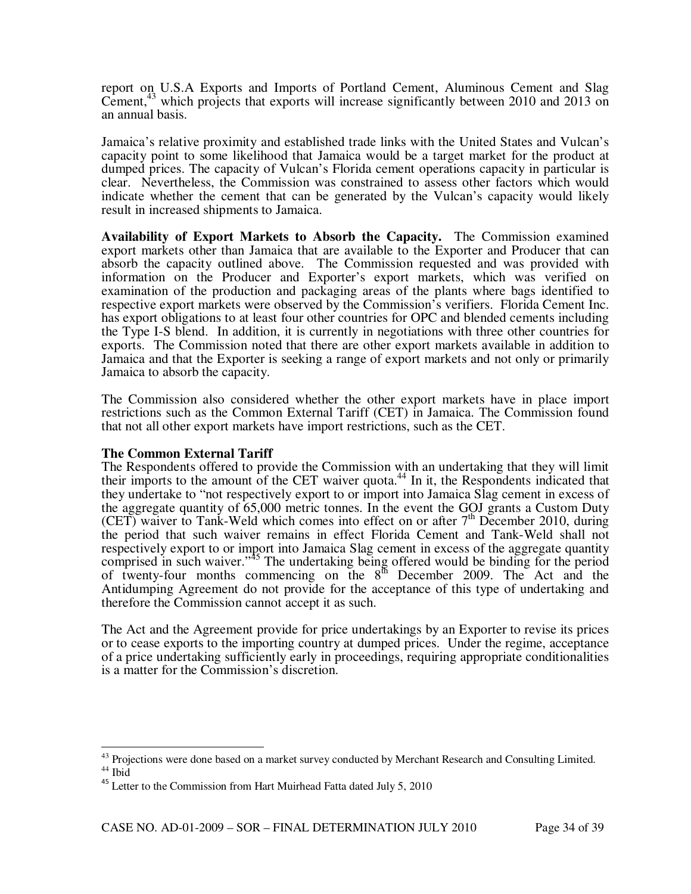report on U.S.A Exports and Imports of Portland Cement, Aluminous Cement and Slag Cement,[43] which projects that exports will increase significantly between 2010 and 2013 on an annual basis.

Jamaica's relative proximity and established trade links with the United States and Vulcan's capacity point to some likelihood that Jamaica would be a target market for the product at dumped prices. The capacity of Vulcan's Florida cement operations capacity in particular is clear. Nevertheless, the Commission was constrained to assess other factors which would indicate whether the cement that can be generated by the Vulcan's capacity would likely result in increased shipments to Jamaica.

**Availability of Export Markets to Absorb the Capacity.** The Commission examined export markets other than Jamaica that are available to the Exporter and Producer that can absorb the capacity outlined above. The Commission requested and was provided with information on the Producer and Exporter's export markets, which was verified on examination of the production and packaging areas of the plants where bags identified to respective export markets were observed by the Commission's verifiers. Florida Cement Inc. has export obligations to at least four other countries for OPC and blended cements including the Type I-S blend. In addition, it is currently in negotiations with three other countries for exports. The Commission noted that there are other export markets available in addition to Jamaica and that the Exporter is seeking a range of export markets and not only or primarily Jamaica to absorb the capacity.

The Commission also considered whether the other export markets have in place import restrictions such as the Common External Tariff (CET) in Jamaica. The Commission found that not all other export markets have import restrictions, such as the CET.

**The Common External Tariff**

The Respondents offered to provide the Commission with an undertaking that they will limit their imports to the amount of the CET waiver quota.[44] In it, the Respondents indicated that they undertake to "not respectively export to or import into Jamaica Slag cement in excess of the aggregate quantity of 65,000 metric tonnes. In the event the GOJ grants a Custom Duty (CET) waiver to Tank-Weld which comes into effect on or after 7th December 2010, during the period that such waiver remains in effect Florida Cement and Tank-Weld shall not respectively export to or import into Jamaica Slag cement in excess of the aggregate quantity comprised in such waiver."[45] The undertaking being offered would be binding for the period of twenty-four months commencing on the 8th December 2009. The Act and the Antidumping Agreement do not provide for the acceptance of this type of undertaking and therefore the Commission cannot accept it as such.

The Act and the Agreement provide for price undertakings by an Exporter to revise its prices or to cease exports to the importing country at dumped prices. Under the regime, acceptance of a price undertaking sufficiently early in proceedings, requiring appropriate conditionalities is a matter for the Commission's discretion.

---

[43] Projections were done based on a market survey conducted by Merchant Research and Consulting Limited.

[44] Ibid

[45] Letter to the Commission from Hart Muirhead Fatta dated July 5, 2010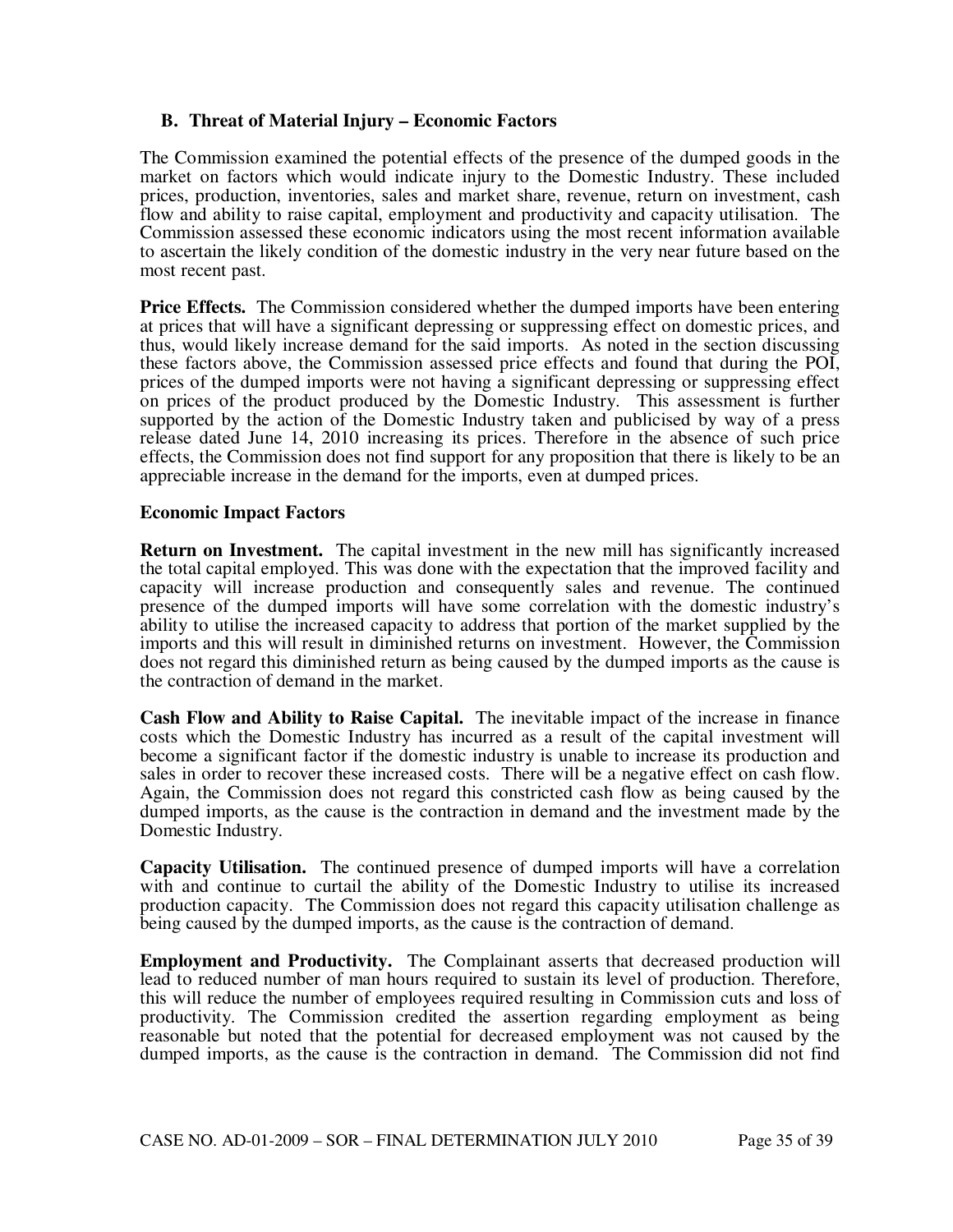### B. Threat of Material Injury – Economic Factors

The Commission examined the potential effects of the presence of the dumped goods in the market on factors which would indicate injury to the Domestic Industry. These included prices, production, inventories, sales and market share, revenue, return on investment, cash flow and ability to raise capital, employment and productivity and capacity utilisation. The Commission assessed these economic indicators using the most recent information available to ascertain the likely condition of the domestic industry in the very near future based on the most recent past.

**Price Effects.** The Commission considered whether the dumped imports have been entering at prices that will have a significant depressing or suppressing effect on domestic prices, and thus, would likely increase demand for the said imports. As noted in the section discussing these factors above, the Commission assessed price effects and found that during the POI, prices of the dumped imports were not having a significant depressing or suppressing effect on prices of the product produced by the Domestic Industry. This assessment is further supported by the action of the Domestic Industry taken and publicised by way of a press release dated June 14, 2010 increasing its prices. Therefore in the absence of such price effects, the Commission does not find support for any proposition that there is likely to be an appreciable increase in the demand for the imports, even at dumped prices.

**Economic Impact Factors**

**Return on Investment.** The capital investment in the new mill has significantly increased the total capital employed. This was done with the expectation that the improved facility and capacity will increase production and consequently sales and revenue. The continued presence of the dumped imports will have some correlation with the domestic industry's ability to utilise the increased capacity to address that portion of the market supplied by the imports and this will result in diminished returns on investment. However, the Commission does not regard this diminished return as being caused by the dumped imports as the cause is the contraction of demand in the market.

**Cash Flow and Ability to Raise Capital.** The inevitable impact of the increase in finance costs which the Domestic Industry has incurred as a result of the capital investment will become a significant factor if the domestic industry is unable to increase its production and sales in order to recover these increased costs. There will be a negative effect on cash flow. Again, the Commission does not regard this constricted cash flow as being caused by the dumped imports, as the cause is the contraction in demand and the investment made by the Domestic Industry.

**Capacity Utilisation.** The continued presence of dumped imports will have a correlation with and continue to curtail the ability of the Domestic Industry to utilise its increased production capacity. The Commission does not regard this capacity utilisation challenge as being caused by the dumped imports, as the cause is the contraction of demand.

**Employment and Productivity.** The Complainant asserts that decreased production will lead to reduced number of man hours required to sustain its level of production. Therefore, this will reduce the number of employees required resulting in Commission cuts and loss of productivity. The Commission credited the assertion regarding employment as being reasonable but noted that the potential for decreased employment was not caused by the dumped imports, as the cause is the contraction in demand. The Commission did not find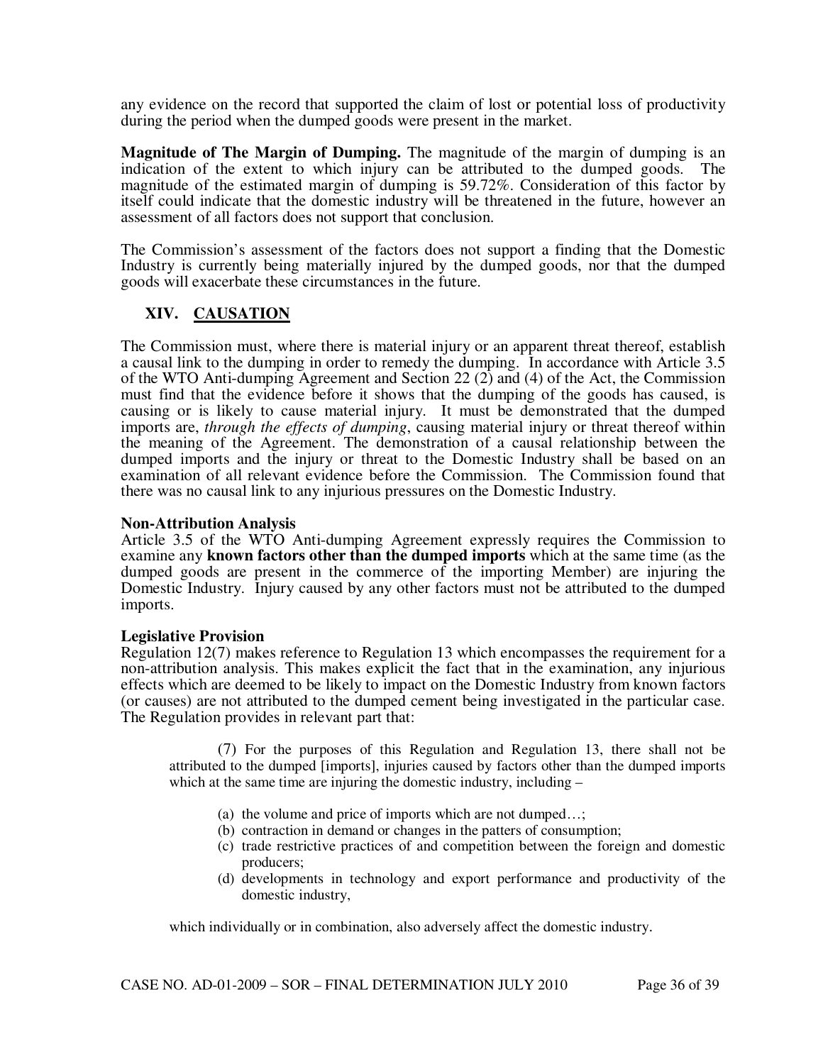any evidence on the record that supported the claim of lost or potential loss of productivity during the period when the dumped goods were present in the market.

**Magnitude of The Margin of Dumping.** The magnitude of the margin of dumping is an indication of the extent to which injury can be attributed to the dumped goods. The magnitude of the estimated margin of dumping is 59.72%. Consideration of this factor by itself could indicate that the domestic industry will be threatened in the future, however an assessment of all factors does not support that conclusion.

The Commission's assessment of the factors does not support a finding that the Domestic Industry is currently being materially injured by the dumped goods, nor that the dumped goods will exacerbate these circumstances in the future.

## XIV. CAUSATION

The Commission must, where there is material injury or an apparent threat thereof, establish a causal link to the dumping in order to remedy the dumping. In accordance with Article 3.5 of the WTO Anti-dumping Agreement and Section 22 (2) and (4) of the Act, the Commission must find that the evidence before it shows that the dumping of the goods has caused, is causing or is likely to cause material injury. It must be demonstrated that the dumped imports are, *through the effects of dumping*, causing material injury or threat thereof within the meaning of the Agreement. The demonstration of a causal relationship between the dumped imports and the injury or threat to the Domestic Industry shall be based on an examination of all relevant evidence before the Commission. The Commission found that there was no causal link to any injurious pressures on the Domestic Industry.

**Non-Attribution Analysis**

Article 3.5 of the WTO Anti-dumping Agreement expressly requires the Commission to examine any **known factors other than the dumped imports** which at the same time (as the dumped goods are present in the commerce of the importing Member) are injuring the Domestic Industry. Injury caused by any other factors must not be attributed to the dumped imports.

**Legislative Provision**

Regulation 12(7) makes reference to Regulation 13 which encompasses the requirement for a non-attribution analysis. This makes explicit the fact that in the examination, any injurious effects which are deemed to be likely to impact on the Domestic Industry from known factors (or causes) are not attributed to the dumped cement being investigated in the particular case. The Regulation provides in relevant part that:

> (7) For the purposes of this Regulation and Regulation 13, there shall not be attributed to the dumped [imports], injuries caused by factors other than the dumped imports which at the same time are injuring the domestic industry, including –
>
> (a) the volume and price of imports which are not dumped…;
> (b) contraction in demand or changes in the patters of consumption;
> (c) trade restrictive practices of and competition between the foreign and domestic producers;
> (d) developments in technology and export performance and productivity of the domestic industry,
>
> which individually or in combination, also adversely affect the domestic industry.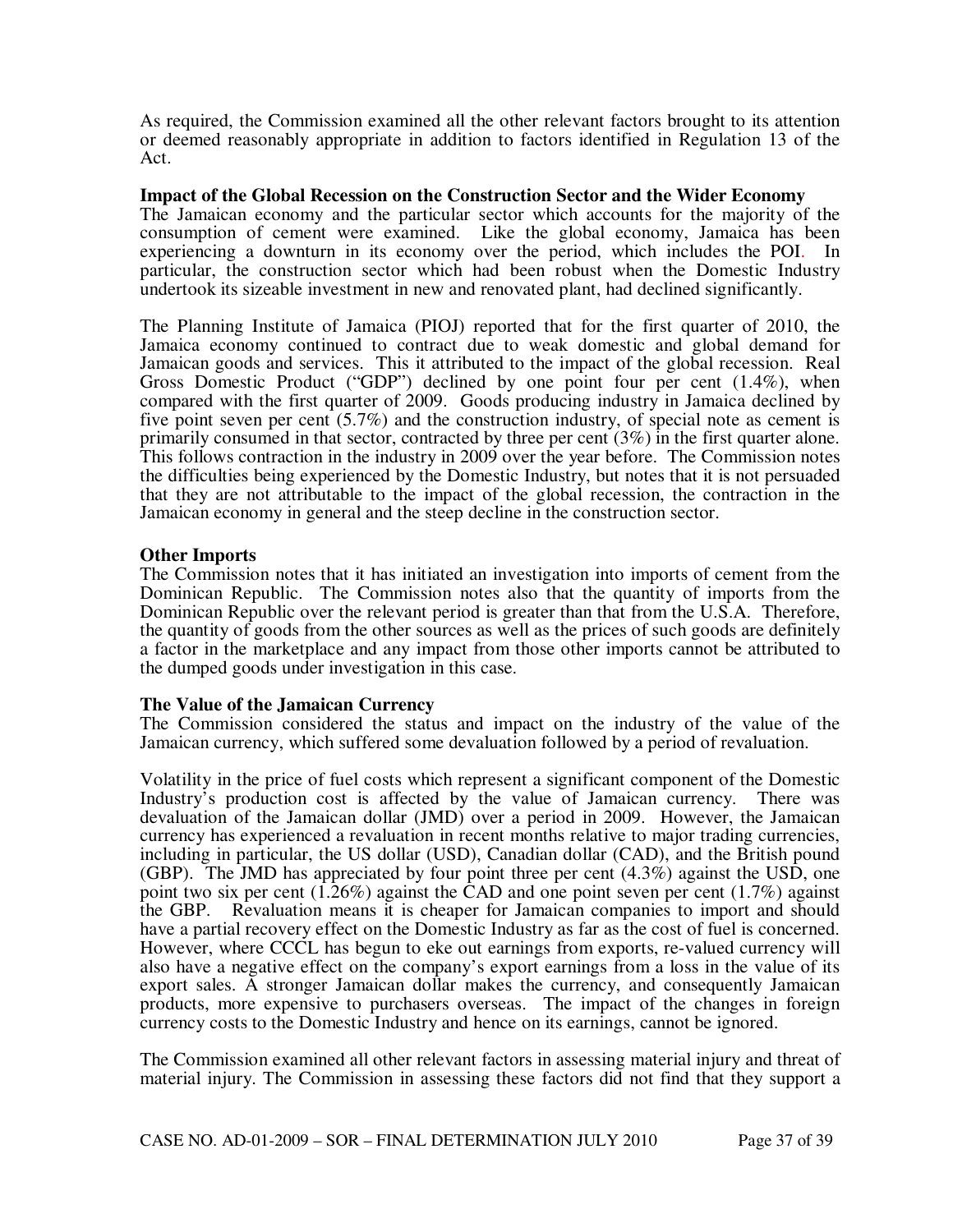As required, the Commission examined all the other relevant factors brought to its attention or deemed reasonably appropriate in addition to factors identified in Regulation 13 of the Act.

**Impact of the Global Recession on the Construction Sector and the Wider Economy**

The Jamaican economy and the particular sector which accounts for the majority of the consumption of cement were examined. Like the global economy, Jamaica has been experiencing a downturn in its economy over the period, which includes the POI. In particular, the construction sector which had been robust when the Domestic Industry undertook its sizeable investment in new and renovated plant, had declined significantly.

The Planning Institute of Jamaica (PIOJ) reported that for the first quarter of 2010, the Jamaica economy continued to contract due to weak domestic and global demand for Jamaican goods and services. This it attributed to the impact of the global recession. Real Gross Domestic Product ("GDP") declined by one point four per cent (1.4%), when compared with the first quarter of 2009. Goods producing industry in Jamaica declined by five point seven per cent (5.7%) and the construction industry, of special note as cement is primarily consumed in that sector, contracted by three per cent (3%) in the first quarter alone. This follows contraction in the industry in 2009 over the year before. The Commission notes the difficulties being experienced by the Domestic Industry, but notes that it is not persuaded that they are not attributable to the impact of the global recession, the contraction in the Jamaican economy in general and the steep decline in the construction sector.

**Other Imports**

The Commission notes that it has initiated an investigation into imports of cement from the Dominican Republic. The Commission notes also that the quantity of imports from the Dominican Republic over the relevant period is greater than that from the U.S.A. Therefore, the quantity of goods from the other sources as well as the prices of such goods are definitely a factor in the marketplace and any impact from those other imports cannot be attributed to the dumped goods under investigation in this case.

**The Value of the Jamaican Currency**

The Commission considered the status and impact on the industry of the value of the Jamaican currency, which suffered some devaluation followed by a period of revaluation.

Volatility in the price of fuel costs which represent a significant component of the Domestic Industry's production cost is affected by the value of Jamaican currency. There was devaluation of the Jamaican dollar (JMD) over a period in 2009. However, the Jamaican currency has experienced a revaluation in recent months relative to major trading currencies, including in particular, the US dollar (USD), Canadian dollar (CAD), and the British pound (GBP). The JMD has appreciated by four point three per cent (4.3%) against the USD, one point two six per cent (1.26%) against the CAD and one point seven per cent (1.7%) against the GBP. Revaluation means it is cheaper for Jamaican companies to import and should have a partial recovery effect on the Domestic Industry as far as the cost of fuel is concerned. However, where CCCL has begun to eke out earnings from exports, re-valued currency will also have a negative effect on the company's export earnings from a loss in the value of its export sales. A stronger Jamaican dollar makes the currency, and consequently Jamaican products, more expensive to purchasers overseas. The impact of the changes in foreign currency costs to the Domestic Industry and hence on its earnings, cannot be ignored.

The Commission examined all other relevant factors in assessing material injury and threat of material injury. The Commission in assessing these factors did not find that they support a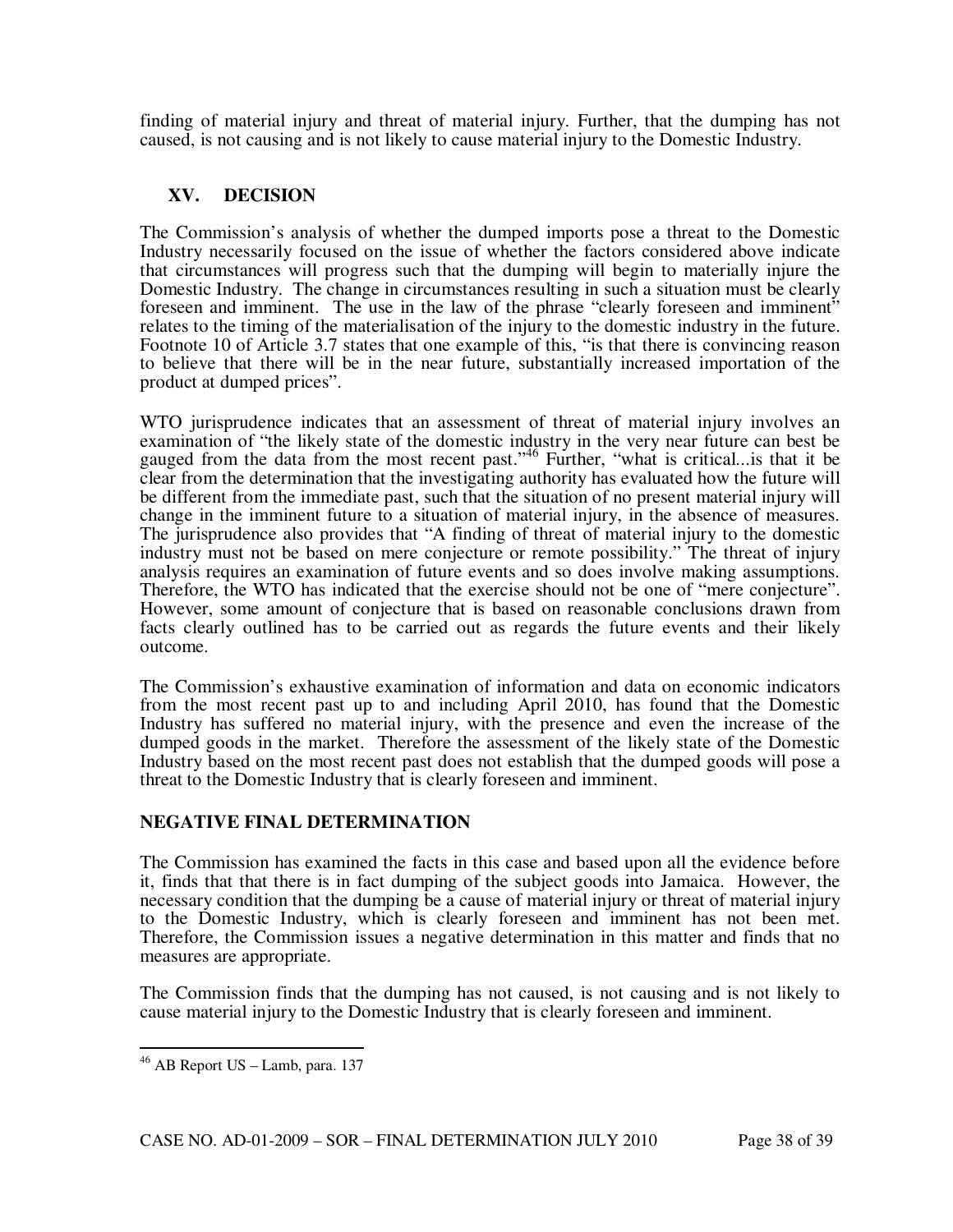finding of material injury and threat of material injury. Further, that the dumping has not caused, is not causing and is not likely to cause material injury to the Domestic Industry.

## XV. DECISION

The Commission's analysis of whether the dumped imports pose a threat to the Domestic Industry necessarily focused on the issue of whether the factors considered above indicate that circumstances will progress such that the dumping will begin to materially injure the Domestic Industry. The change in circumstances resulting in such a situation must be clearly foreseen and imminent. The use in the law of the phrase "clearly foreseen and imminent" relates to the timing of the materialisation of the injury to the domestic industry in the future. Footnote 10 of Article 3.7 states that one example of this, "is that there is convincing reason to believe that there will be in the near future, substantially increased importation of the product at dumped prices".

WTO jurisprudence indicates that an assessment of threat of material injury involves an examination of "the likely state of the domestic industry in the very near future can best be gauged from the data from the most recent past."[46] Further, "what is critical...is that it be clear from the determination that the investigating authority has evaluated how the future will be different from the immediate past, such that the situation of no present material injury will change in the imminent future to a situation of material injury, in the absence of measures. The jurisprudence also provides that "A finding of threat of material injury to the domestic industry must not be based on mere conjecture or remote possibility." The threat of injury analysis requires an examination of future events and so does involve making assumptions. Therefore, the WTO has indicated that the exercise should not be one of "mere conjecture". However, some amount of conjecture that is based on reasonable conclusions drawn from facts clearly outlined has to be carried out as regards the future events and their likely outcome.

The Commission's exhaustive examination of information and data on economic indicators from the most recent past up to and including April 2010, has found that the Domestic Industry has suffered no material injury, with the presence and even the increase of the dumped goods in the market. Therefore the assessment of the likely state of the Domestic Industry based on the most recent past does not establish that the dumped goods will pose a threat to the Domestic Industry that is clearly foreseen and imminent.

### NEGATIVE FINAL DETERMINATION

The Commission has examined the facts in this case and based upon all the evidence before it, finds that that there is in fact dumping of the subject goods into Jamaica. However, the necessary condition that the dumping be a cause of material injury or threat of material injury to the Domestic Industry, which is clearly foreseen and imminent has not been met. Therefore, the Commission issues a negative determination in this matter and finds that no measures are appropriate.

The Commission finds that the dumping has not caused, is not causing and is not likely to cause material injury to the Domestic Industry that is clearly foreseen and imminent.

---

[46] AB Report US – Lamb, para. 137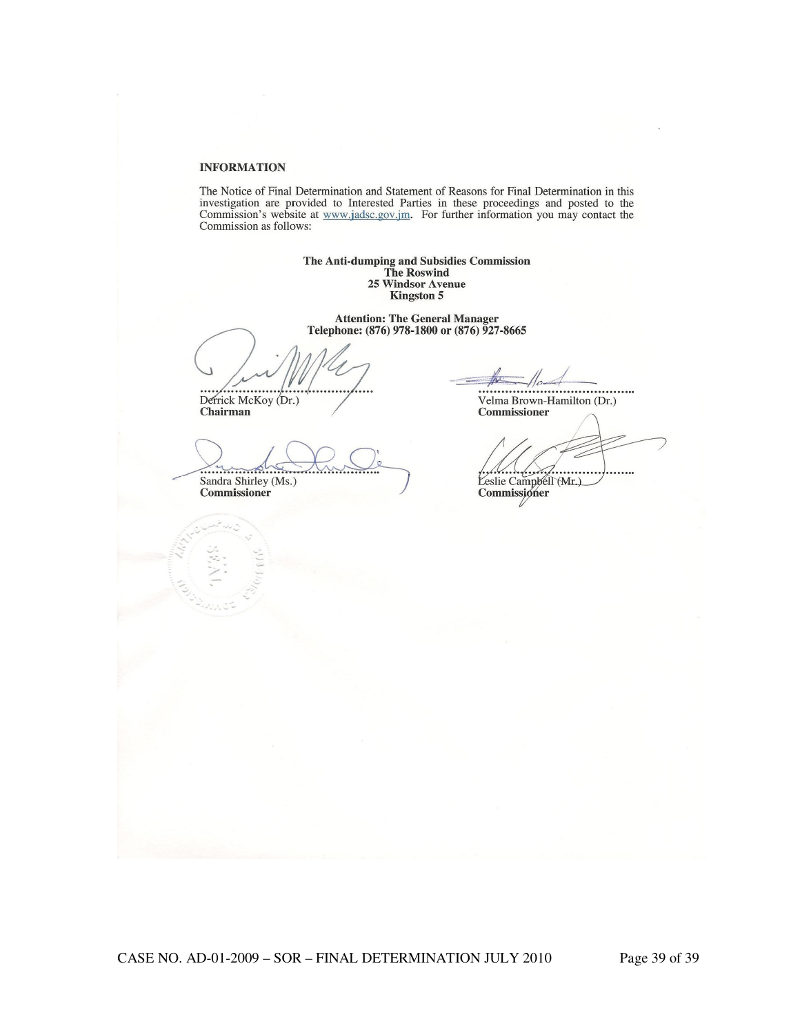**INFORMATION**

The Notice of Final Determination and Statement of Reasons for Final Determination in this investigation are provided to Interested Parties in these proceedings and posted to the Commission's website at www.jadsc.gov.jm. For further information you may contact the Commission as follows:

**The Anti-dumping and Subsidies Commission**
**The Roswind**
**25 Windsor Avenue**
**Kingston 5**

**Attention: The General Manager**
**Telephone: (876) 978-1800 or (876) 927-8665**

Derrick McKoy (Dr.)
**Chairman**

Velma Brown-Hamilton (Dr.)
**Commissioner**

Sandra Shirley (Ms.)
**Commissioner**

Leslie Campbell (Mr.)
**Commissioner**